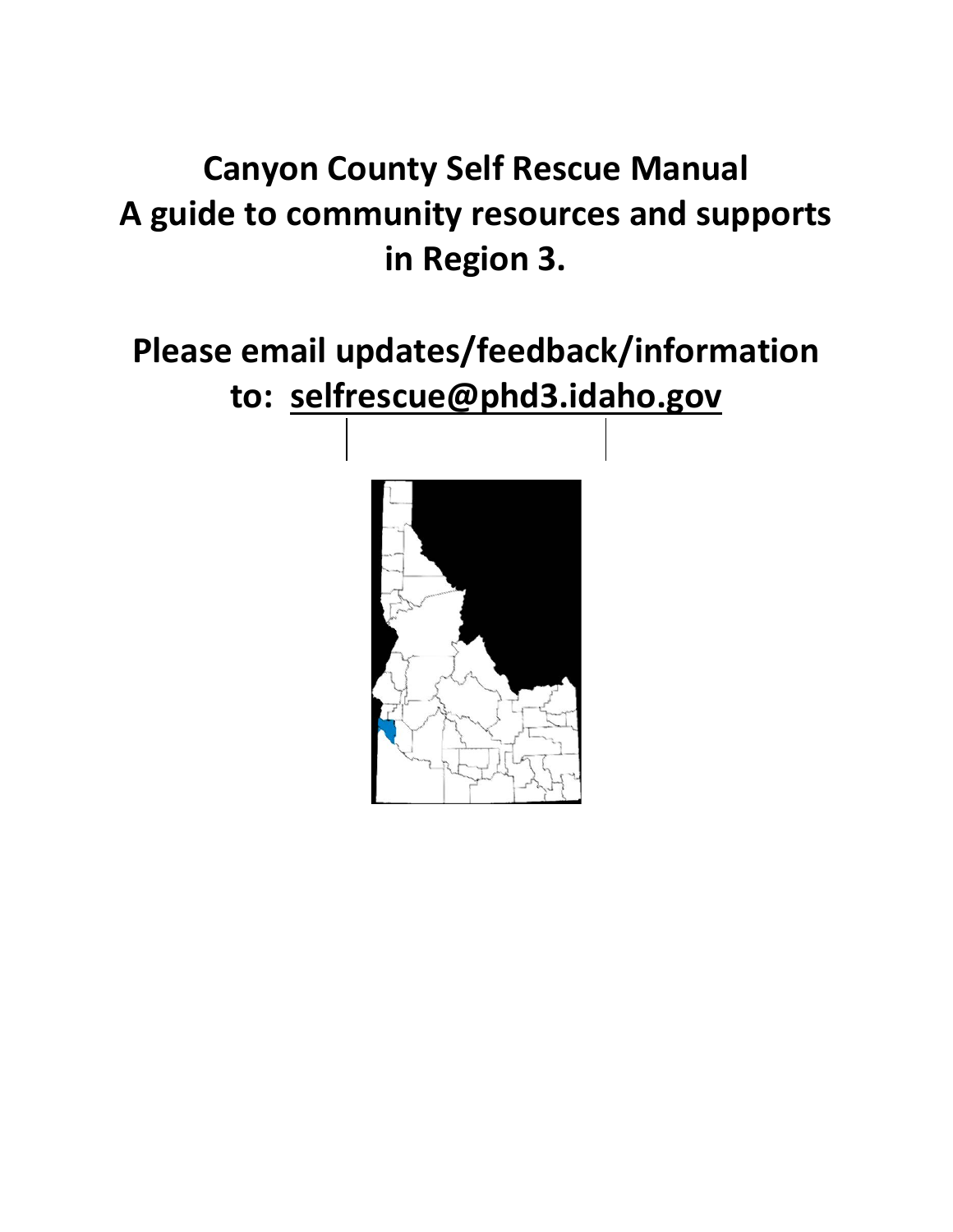# Canyon County Self Rescue Manual
# A guide to community resources and supports in Region 3.

## Please email updates/feedback/information to: selfrescue@phd3.idaho.gov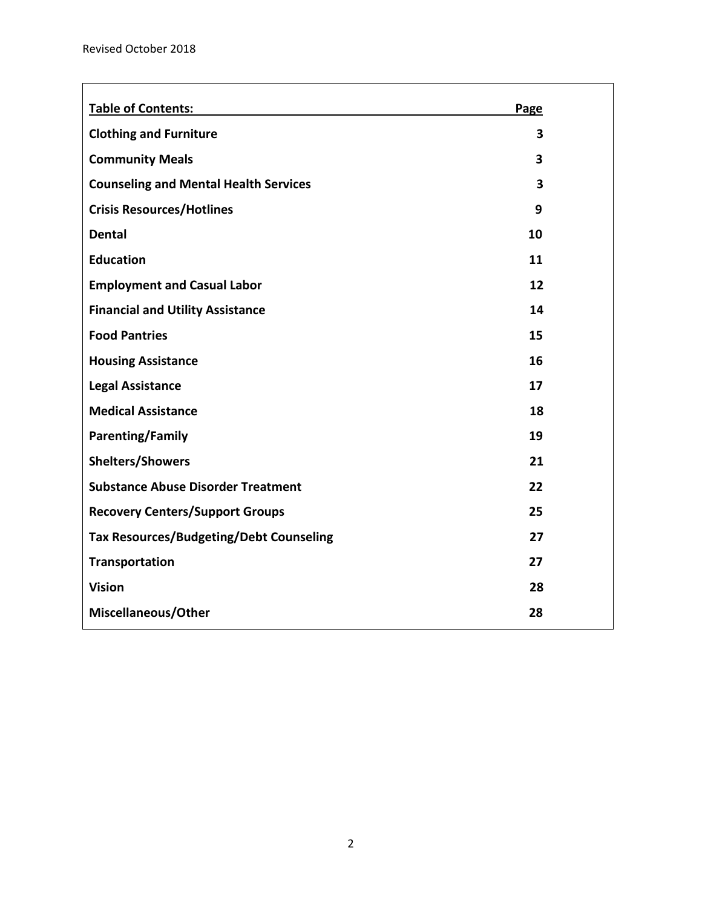Revised October 2018

| Table of Contents: | Page |
| --- | --- |
| **Clothing and Furniture** | **3** |
| **Community Meals** | **3** |
| **Counseling and Mental Health Services** | **3** |
| **Crisis Resources/Hotlines** | **9** |
| **Dental** | **10** |
| **Education** | **11** |
| **Employment and Casual Labor** | **12** |
| **Financial and Utility Assistance** | **14** |
| **Food Pantries** | **15** |
| **Housing Assistance** | **16** |
| **Legal Assistance** | **17** |
| **Medical Assistance** | **18** |
| **Parenting/Family** | **19** |
| **Shelters/Showers** | **21** |
| **Substance Abuse Disorder Treatment** | **22** |
| **Recovery Centers/Support Groups** | **25** |
| **Tax Resources/Budgeting/Debt Counseling** | **27** |
| **Transportation** | **27** |
| **Vision** | **28** |
| **Miscellaneous/Other** | **28** |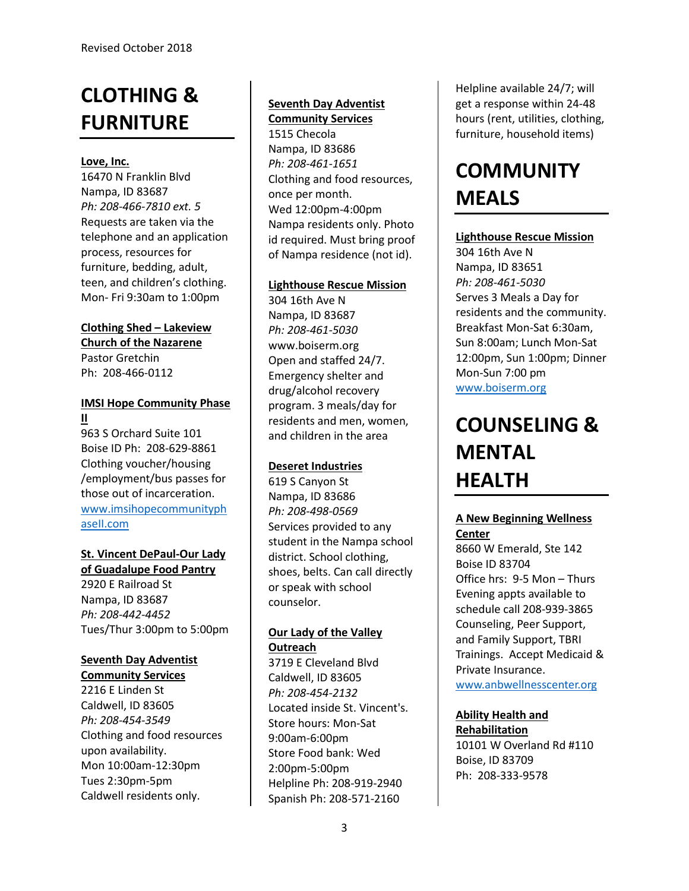Revised October 2018

# CLOTHING & FURNITURE

**Love, Inc.**
16470 N Franklin Blvd
Nampa, ID 83687
*Ph: 208-466-7810 ext. 5*
Requests are taken via the telephone and an application process, resources for furniture, bedding, adult, teen, and children's clothing.
Mon- Fri 9:30am to 1:00pm

**Clothing Shed – Lakeview Church of the Nazarene**
Pastor Gretchin
Ph: 208-466-0112

**IMSI Hope Community Phase II**
963 S Orchard Suite 101
Boise ID Ph: 208-629-8861
Clothing voucher/housing /employment/bus passes for those out of incarceration.
www.imsihopecommunityphaseII.com

**St. Vincent DePaul-Our Lady of Guadalupe Food Pantry**
2920 E Railroad St
Nampa, ID 83687
*Ph: 208-442-4452*
Tues/Thur 3:00pm to 5:00pm

**Seventh Day Adventist Community Services**
2216 E Linden St
Caldwell, ID 83605
*Ph: 208-454-3549*
Clothing and food resources upon availability.
Mon 10:00am-12:30pm
Tues 2:30pm-5pm
Caldwell residents only.

**Seventh Day Adventist Community Services**
1515 Checola
Nampa, ID 83686
*Ph: 208-461-1651*
Clothing and food resources, once per month.
Wed 12:00pm-4:00pm
Nampa residents only. Photo id required. Must bring proof of Nampa residence (not id).

**Lighthouse Rescue Mission**
304 16th Ave N
Nampa, ID 83687
*Ph: 208-461-5030*
www.boiserm.org
Open and staffed 24/7. Emergency shelter and drug/alcohol recovery program. 3 meals/day for residents and men, women, and children in the area

**Deseret Industries**
619 S Canyon St
Nampa, ID 83686
*Ph: 208-498-0569*
Services provided to any student in the Nampa school district. School clothing, shoes, belts. Can call directly or speak with school counselor.

**Our Lady of the Valley Outreach**
3719 E Cleveland Blvd
Caldwell, ID 83605
*Ph: 208-454-2132*
Located inside St. Vincent's.
Store hours: Mon-Sat 9:00am-6:00pm
Store Food bank: Wed 2:00pm-5:00pm
Helpline Ph: 208-919-2940
Spanish Ph: 208-571-2160
Helpline available 24/7; will get a response within 24-48 hours (rent, utilities, clothing, furniture, household items)

# COMMUNITY MEALS

**Lighthouse Rescue Mission**
304 16th Ave N
Nampa, ID 83651
*Ph: 208-461-5030*
Serves 3 Meals a Day for residents and the community. Breakfast Mon-Sat 6:30am, Sun 8:00am; Lunch Mon-Sat 12:00pm, Sun 1:00pm; Dinner Mon-Sun 7:00 pm
www.boiserm.org

# COUNSELING & MENTAL HEALTH

**A New Beginning Wellness Center**
8660 W Emerald, Ste 142
Boise ID 83704
Office hrs: 9-5 Mon – Thurs
Evening appts available to schedule call 208-939-3865
Counseling, Peer Support, and Family Support, TBRI Trainings. Accept Medicaid & Private Insurance.
www.anbwellnesscenter.org

**Ability Health and Rehabilitation**
10101 W Overland Rd #110
Boise, ID 83709
Ph: 208-333-9578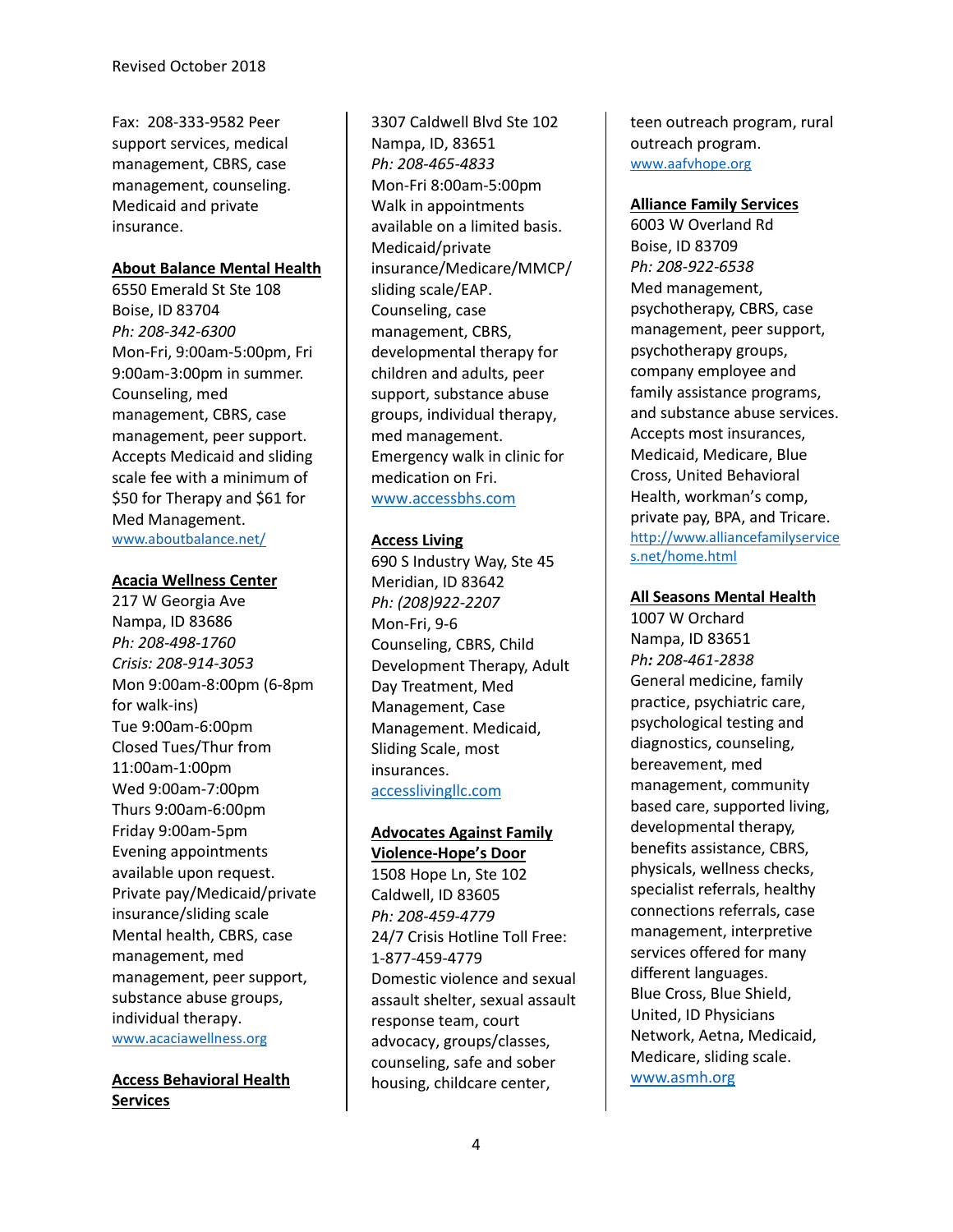Fax: 208-333-9582 Peer support services, medical management, CBRS, case management, counseling. Medicaid and private insurance.

**About Balance Mental Health**
6550 Emerald St Ste 108
Boise, ID 83704
*Ph: 208-342-6300*
Mon-Fri, 9:00am-5:00pm, Fri 9:00am-3:00pm in summer.
Counseling, med management, CBRS, case management, peer support.
Accepts Medicaid and sliding scale fee with a minimum of $50 for Therapy and $61 for Med Management.
www.aboutbalance.net/

**Acacia Wellness Center**
217 W Georgia Ave
Nampa, ID 83686
*Ph: 208-498-1760*
*Crisis: 208-914-3053*
Mon 9:00am-8:00pm (6-8pm for walk-ins)
Tue 9:00am-6:00pm
Closed Tues/Thur from 11:00am-1:00pm
Wed 9:00am-7:00pm
Thurs 9:00am-6:00pm
Friday 9:00am-5pm
Evening appointments available upon request.
Private pay/Medicaid/private insurance/sliding scale
Mental health, CBRS, case management, med management, peer support, substance abuse groups, individual therapy.
www.acaciawellness.org

**Access Behavioral Health Services**
3307 Caldwell Blvd Ste 102
Nampa, ID, 83651
*Ph: 208-465-4833*
Mon-Fri 8:00am-5:00pm
Walk in appointments available on a limited basis.
Medicaid/private insurance/Medicare/MMCP/sliding scale/EAP.
Counseling, case management, CBRS, developmental therapy for children and adults, peer support, substance abuse groups, individual therapy, med management.
Emergency walk in clinic for medication on Fri.
www.accessbhs.com

**Access Living**
690 S Industry Way, Ste 45
Meridian, ID 83642
*Ph: (208)922-2207*
Mon-Fri, 9-6
Counseling, CBRS, Child Development Therapy, Adult Day Treatment, Med Management, Case Management. Medicaid, Sliding Scale, most insurances.
accesslivingllc.com

**Advocates Against Family Violence-Hope's Door**
1508 Hope Ln, Ste 102
Caldwell, ID 83605
*Ph: 208-459-4779*
24/7 Crisis Hotline Toll Free: 1-877-459-4779
Domestic violence and sexual assault shelter, sexual assault response team, court advocacy, groups/classes, counseling, safe and sober housing, childcare center, teen outreach program, rural outreach program.
www.aafvhope.org

**Alliance Family Services**
6003 W Overland Rd
Boise, ID 83709
*Ph: 208-922-6538*
Med management, psychotherapy, CBRS, case management, peer support, psychotherapy groups, company employee and family assistance programs, and substance abuse services.
Accepts most insurances, Medicaid, Medicare, Blue Cross, United Behavioral Health, workman's comp, private pay, BPA, and Tricare.
http://www.alliancefamilyservices.net/home.html

**All Seasons Mental Health**
1007 W Orchard
Nampa, ID 83651
*Ph: 208-461-2838*
General medicine, family practice, psychiatric care, psychological testing and diagnostics, counseling, bereavement, med management, community based care, supported living, developmental therapy, benefits assistance, CBRS, physicals, wellness checks, specialist referrals, healthy connections referrals, case management, interpretive services offered for many different languages.
Blue Cross, Blue Shield, United, ID Physicians Network, Aetna, Medicaid, Medicare, sliding scale.
www.asmh.org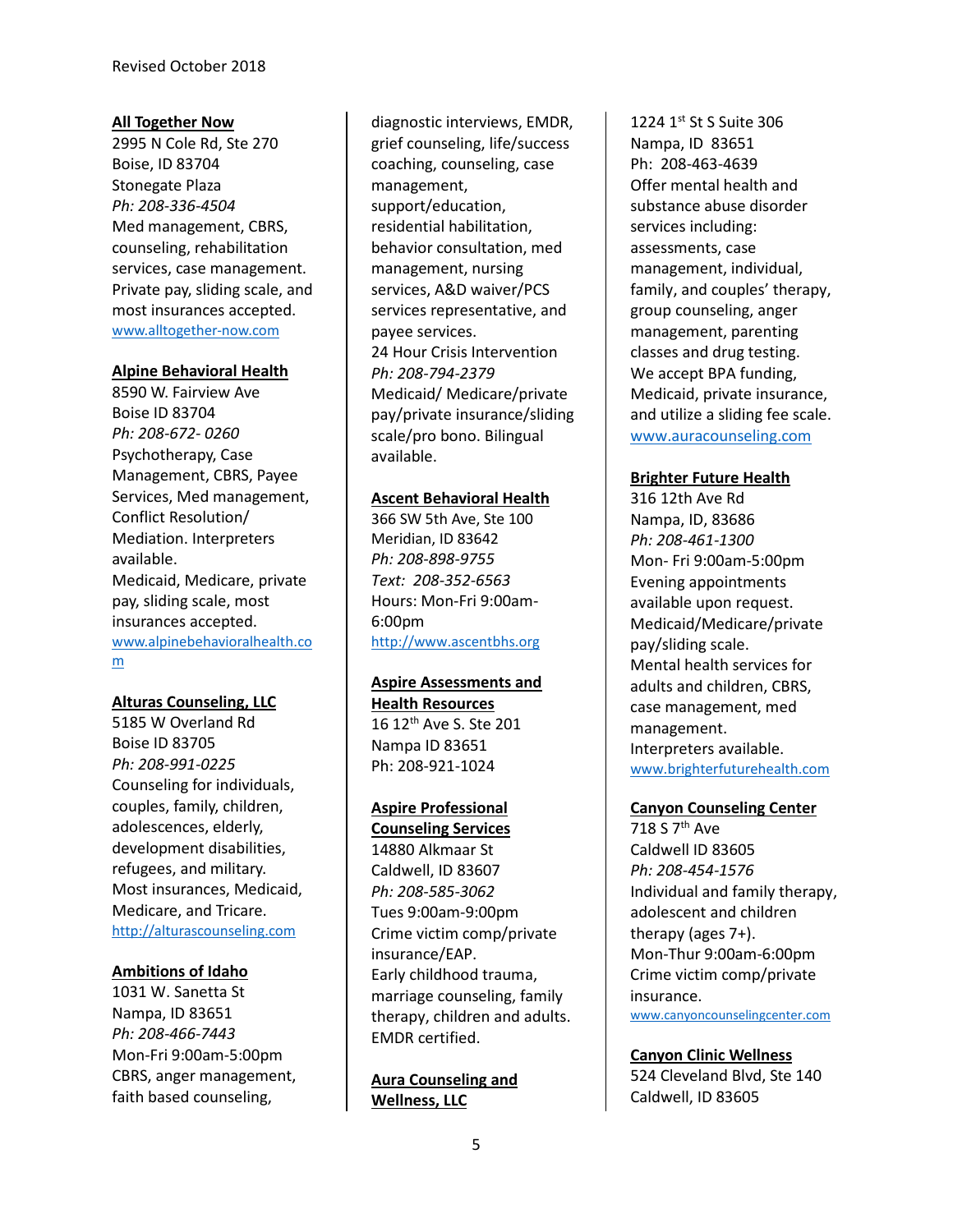**All Together Now**
2995 N Cole Rd, Ste 270
Boise, ID 83704
Stonegate Plaza
*Ph: 208-336-4504*
Med management, CBRS, counseling, rehabilitation services, case management. Private pay, sliding scale, and most insurances accepted.
www.alltogether-now.com

**Alpine Behavioral Health**
8590 W. Fairview Ave
Boise ID 83704
*Ph: 208-672- 0260*
Psychotherapy, Case Management, CBRS, Payee Services, Med management, Conflict Resolution/ Mediation. Interpreters available.
Medicaid, Medicare, private pay, sliding scale, most insurances accepted.
www.alpinebehavioralhealth.com

**Alturas Counseling, LLC**
5185 W Overland Rd
Boise ID 83705
*Ph: 208-991-0225*
Counseling for individuals, couples, family, children, adolescences, elderly, development disabilities, refugees, and military.
Most insurances, Medicaid, Medicare, and Tricare.
http://alturascounseling.com

**Ambitions of Idaho**
1031 W. Sanetta St
Nampa, ID 83651
*Ph: 208-466-7443*
Mon-Fri 9:00am-5:00pm
CBRS, anger management, faith based counseling, diagnostic interviews, EMDR, grief counseling, life/success coaching, counseling, case management, support/education, residential habilitation, behavior consultation, med management, nursing services, A&D waiver/PCS services representative, and payee services.
24 Hour Crisis Intervention
*Ph: 208-794-2379*
Medicaid/ Medicare/private pay/private insurance/sliding scale/pro bono. Bilingual available.

**Ascent Behavioral Health**
366 SW 5th Ave, Ste 100
Meridian, ID 83642
*Ph: 208-898-9755*
*Text: 208-352-6563*
Hours: Mon-Fri 9:00am-6:00pm
http://www.ascentbhs.org

**Aspire Assessments and Health Resources**
16 12th Ave S. Ste 201
Nampa ID 83651
Ph: 208-921-1024

**Aspire Professional Counseling Services**
14880 Alkmaar St
Caldwell, ID 83607
*Ph: 208-585-3062*
Tues 9:00am-9:00pm
Crime victim comp/private insurance/EAP.
Early childhood trauma, marriage counseling, family therapy, children and adults. EMDR certified.

**Aura Counseling and Wellness, LLC**
1224 1st St S Suite 306
Nampa, ID 83651
Ph: 208-463-4639
Offer mental health and substance abuse disorder services including: assessments, case management, individual, family, and couples' therapy, group counseling, anger management, parenting classes and drug testing.
We accept BPA funding, Medicaid, private insurance, and utilize a sliding fee scale.
www.auracounseling.com

**Brighter Future Health**
316 12th Ave Rd
Nampa, ID, 83686
*Ph: 208-461-1300*
Mon- Fri 9:00am-5:00pm
Evening appointments available upon request.
Medicaid/Medicare/private pay/sliding scale.
Mental health services for adults and children, CBRS, case management, med management.
Interpreters available.
www.brighterfuturehealth.com

**Canyon Counseling Center**
718 S 7th Ave
Caldwell ID 83605
*Ph: 208-454-1576*
Individual and family therapy, adolescent and children therapy (ages 7+).
Mon-Thur 9:00am-6:00pm
Crime victim comp/private insurance.
www.canyoncounselingcenter.com

**Canyon Clinic Wellness**
524 Cleveland Blvd, Ste 140
Caldwell, ID 83605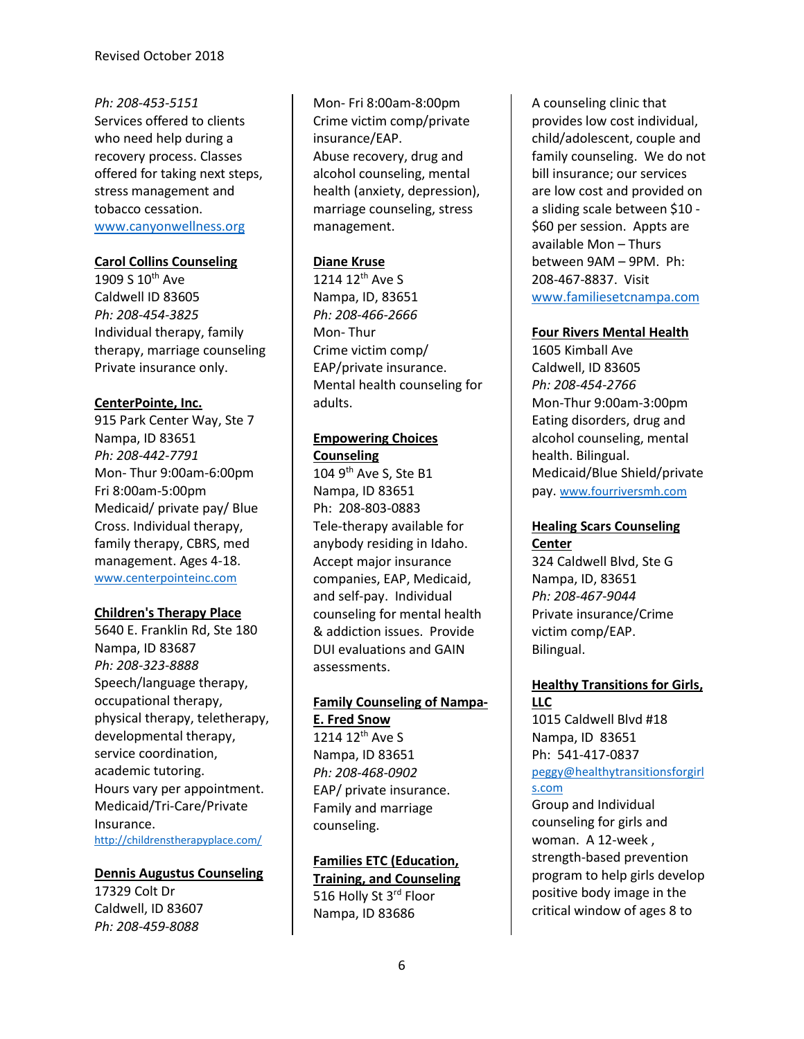*Ph: 208-453-5151*
Services offered to clients who need help during a recovery process. Classes offered for taking next steps, stress management and tobacco cessation.
www.canyonwellness.org

**Carol Collins Counseling**
1909 S 10th Ave
Caldwell ID 83605
*Ph: 208-454-3825*
Individual therapy, family therapy, marriage counseling
Private insurance only.

**CenterPointe, Inc.**
915 Park Center Way, Ste 7
Nampa, ID 83651
*Ph: 208-442-7791*
Mon- Thur 9:00am-6:00pm
Fri 8:00am-5:00pm
Medicaid/ private pay/ Blue Cross. Individual therapy, family therapy, CBRS, med management. Ages 4-18.
www.centerpointeinc.com

**Children's Therapy Place**
5640 E. Franklin Rd, Ste 180
Nampa, ID 83687
*Ph: 208-323-8888*
Speech/language therapy, occupational therapy, physical therapy, teletherapy, developmental therapy, service coordination, academic tutoring.
Hours vary per appointment.
Medicaid/Tri-Care/Private Insurance.
http://childrenstherapyplace.com/

**Dennis Augustus Counseling**
17329 Colt Dr
Caldwell, ID 83607
*Ph: 208-459-8088*
Mon- Fri 8:00am-8:00pm
Crime victim comp/private insurance/EAP.
Abuse recovery, drug and alcohol counseling, mental health (anxiety, depression), marriage counseling, stress management.

**Diane Kruse**
1214 12th Ave S
Nampa, ID, 83651
*Ph: 208-466-2666*
Mon- Thur
Crime victim comp/ EAP/private insurance.
Mental health counseling for adults.

**Empowering Choices Counseling**
104 9th Ave S, Ste B1
Nampa, ID 83651
Ph: 208-803-0883
Tele-therapy available for anybody residing in Idaho. Accept major insurance companies, EAP, Medicaid, and self-pay. Individual counseling for mental health & addiction issues. Provide DUI evaluations and GAIN assessments.

**Family Counseling of Nampa- E. Fred Snow**
1214 12th Ave S
Nampa, ID 83651
*Ph: 208-468-0902*
EAP/ private insurance.
Family and marriage counseling.

**Families ETC (Education, Training, and Counseling**
516 Holly St 3rd Floor
Nampa, ID 83686
A counseling clinic that provides low cost individual, child/adolescent, couple and family counseling. We do not bill insurance; our services are low cost and provided on a sliding scale between $10 - $60 per session. Appts are available Mon – Thurs between 9AM – 9PM. Ph: 208-467-8837. Visit www.familiesetcnampa.com

**Four Rivers Mental Health**
1605 Kimball Ave
Caldwell, ID 83605
*Ph: 208-454-2766*
Mon-Thur 9:00am-3:00pm
Eating disorders, drug and alcohol counseling, mental health. Bilingual.
Medicaid/Blue Shield/private pay. www.fourriversmh.com

**Healing Scars Counseling Center**
324 Caldwell Blvd, Ste G
Nampa, ID, 83651
*Ph: 208-467-9044*
Private insurance/Crime victim comp/EAP.
Bilingual.

**Healthy Transitions for Girls, LLC**
1015 Caldwell Blvd #18
Nampa, ID 83651
Ph: 541-417-0837
peggy@healthytransitionsforgirls.com
Group and Individual counseling for girls and woman. A 12-week , strength-based prevention program to help girls develop positive body image in the critical window of ages 8 to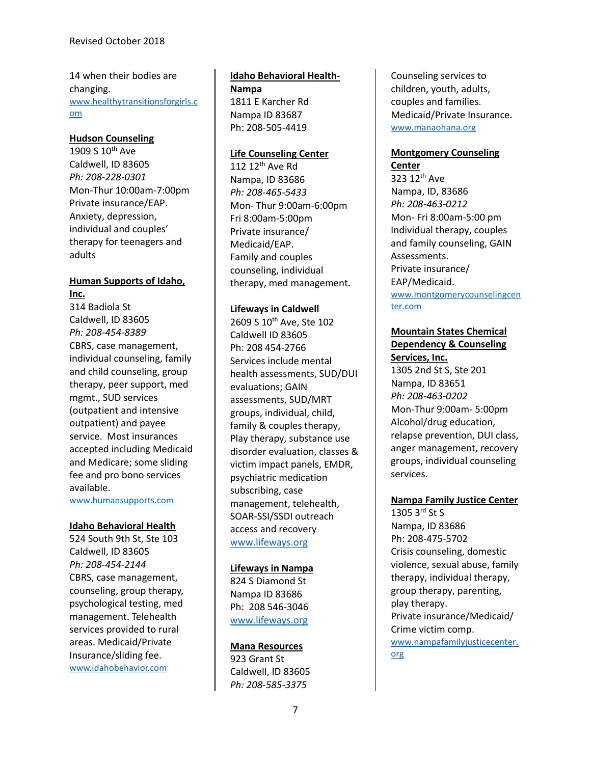14 when their bodies are changing.
www.healthytransitionsforgirls.com

**Hudson Counseling**
1909 S 10th Ave
Caldwell, ID 83605
*Ph: 208-228-0301*
Mon-Thur 10:00am-7:00pm
Private insurance/EAP.
Anxiety, depression, individual and couples' therapy for teenagers and adults

**Human Supports of Idaho, Inc.**
314 Badiola St
Caldwell, ID 83605
*Ph: 208-454-8389*
CBRS, case management, individual counseling, family and child counseling, group therapy, peer support, med mgmt., SUD services (outpatient and intensive outpatient) and payee service. Most insurances accepted including Medicaid and Medicare; some sliding fee and pro bono services available.
www.humansupports.com

**Idaho Behavioral Health**
524 South 9th St, Ste 103
Caldwell, ID 83605
*Ph: 208-454-2144*
CBRS, case management, counseling, group therapy, psychological testing, med management. Telehealth services provided to rural areas. Medicaid/Private Insurance/sliding fee.
www.idahobehavior.com

**Idaho Behavioral Health-Nampa**
1811 E Karcher Rd
Nampa ID 83687
Ph: 208-505-4419

**Life Counseling Center**
112 12th Ave Rd
Nampa, ID 83686
*Ph: 208-465-5433*
Mon- Thur 9:00am-6:00pm
Fri 8:00am-5:00pm
Private insurance/ Medicaid/EAP.
Family and couples counseling, individual therapy, med management.

**Lifeways in Caldwell**
2609 S 10th Ave, Ste 102
Caldwell ID 83605
Ph: 208 454-2766
Services include mental health assessments, SUD/DUI evaluations; GAIN assessments, SUD/MRT groups, individual, child, family & couples therapy, Play therapy, substance use disorder evaluation, classes & victim impact panels, EMDR, psychiatric medication subscribing, case management, telehealth, SOAR-SSI/SSDI outreach access and recovery
www.lifeways.org

**Lifeways in Nampa**
824 S Diamond St
Nampa ID 83686
Ph: 208 546-3046
www.lifeways.org

**Mana Resources**
923 Grant St
Caldwell, ID 83605
*Ph: 208-585-3375*
Counseling services to children, youth, adults, couples and families.
Medicaid/Private Insurance.
www.manaohana.org

**Montgomery Counseling Center**
323 12th Ave
Nampa, ID, 83686
*Ph: 208-463-0212*
Mon- Fri 8:00am-5:00 pm
Individual therapy, couples and family counseling, GAIN Assessments.
Private insurance/ EAP/Medicaid.
www.montgomerycounselingcenter.com

**Mountain States Chemical Dependency & Counseling Services, Inc.**
1305 2nd St S, Ste 201
Nampa, ID 83651
*Ph: 208-463-0202*
Mon-Thur 9:00am- 5:00pm
Alcohol/drug education, relapse prevention, DUI class, anger management, recovery groups, individual counseling services.

**Nampa Family Justice Center**
1305 3rd St S
Nampa, ID 83686
Ph: 208-475-5702
Crisis counseling, domestic violence, sexual abuse, family therapy, individual therapy, group therapy, parenting, play therapy.
Private insurance/Medicaid/ Crime victim comp.
www.nampafamilyjusticecenter.org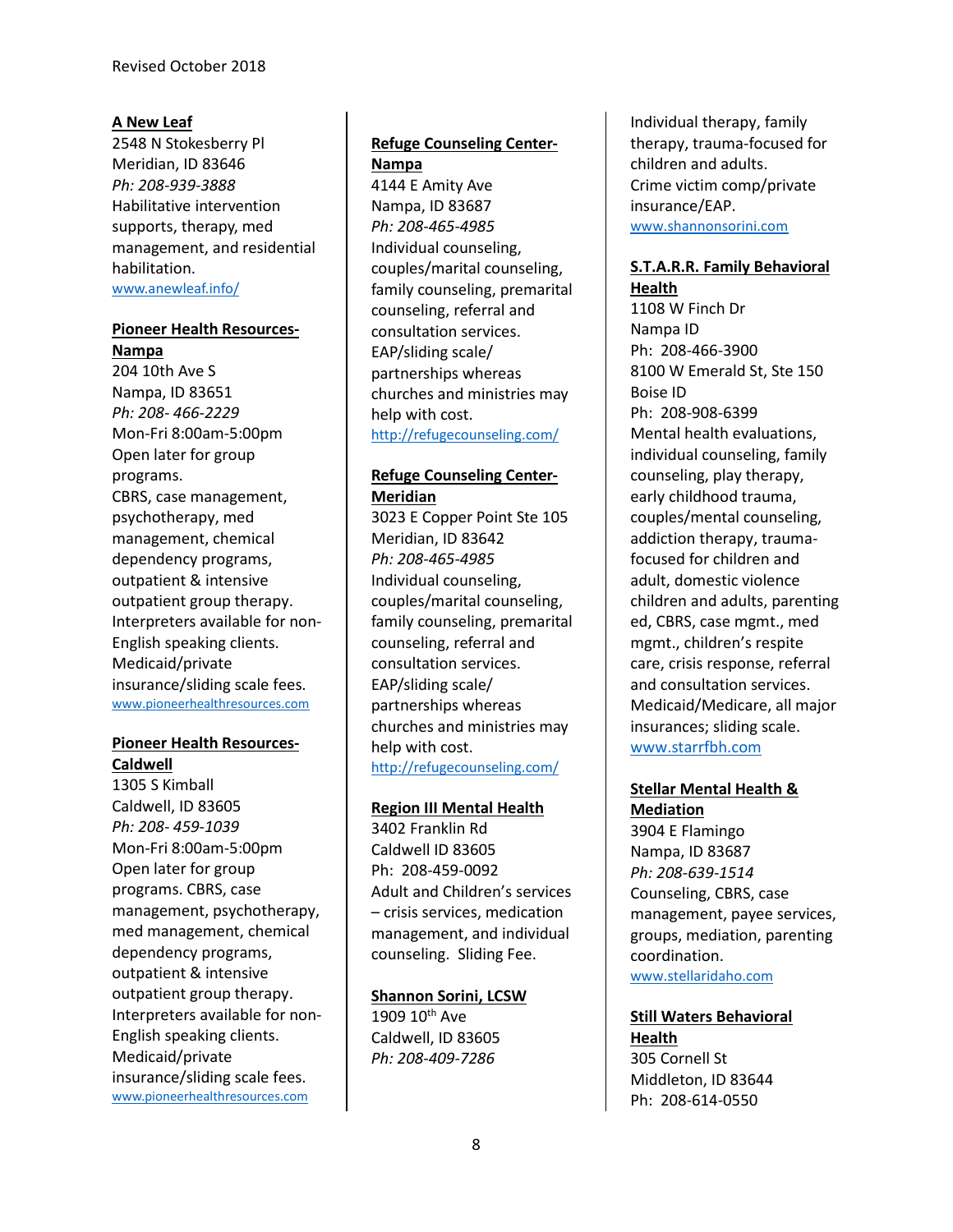Revised October 2018

**A New Leaf**
2548 N Stokesberry Pl
Meridian, ID 83646
*Ph: 208-939-3888*
Habilitative intervention supports, therapy, med management, and residential habilitation.
www.anewleaf.info/

**Pioneer Health Resources-Nampa**
204 10th Ave S
Nampa, ID 83651
*Ph: 208- 466-2229*
Mon-Fri 8:00am-5:00pm
Open later for group programs.
CBRS, case management, psychotherapy, med management, chemical dependency programs, outpatient & intensive outpatient group therapy. Interpreters available for non-English speaking clients.
Medicaid/private insurance/sliding scale fees.
www.pioneerhealthresources.com

**Pioneer Health Resources-Caldwell**
1305 S Kimball
Caldwell, ID 83605
*Ph: 208- 459-1039*
Mon-Fri 8:00am-5:00pm
Open later for group programs. CBRS, case management, psychotherapy, med management, chemical dependency programs, outpatient & intensive outpatient group therapy. Interpreters available for non-English speaking clients.
Medicaid/private insurance/sliding scale fees.
www.pioneerhealthresources.com

**Refuge Counseling Center-Nampa**
4144 E Amity Ave
Nampa, ID 83687
*Ph: 208-465-4985*
Individual counseling, couples/marital counseling, family counseling, premarital counseling, referral and consultation services.
EAP/sliding scale/ partnerships whereas churches and ministries may help with cost.
http://refugecounseling.com/

**Refuge Counseling Center-Meridian**
3023 E Copper Point Ste 105
Meridian, ID 83642
*Ph: 208-465-4985*
Individual counseling, couples/marital counseling, family counseling, premarital counseling, referral and consultation services.
EAP/sliding scale/ partnerships whereas churches and ministries may help with cost.
http://refugecounseling.com/

**Region III Mental Health**
3402 Franklin Rd
Caldwell ID 83605
Ph: 208-459-0092
Adult and Children's services – crisis services, medication management, and individual counseling. Sliding Fee.

**Shannon Sorini, LCSW**
1909 10th Ave
Caldwell, ID 83605
*Ph: 208-409-7286*
Individual therapy, family therapy, trauma-focused for children and adults.
Crime victim comp/private insurance/EAP.
www.shannonsorini.com

**S.T.A.R.R. Family Behavioral Health**
1108 W Finch Dr
Nampa ID
Ph: 208-466-3900
8100 W Emerald St, Ste 150
Boise ID
Ph: 208-908-6399
Mental health evaluations, individual counseling, family counseling, play therapy, early childhood trauma, couples/mental counseling, addiction therapy, trauma-focused for children and adult, domestic violence children and adults, parenting ed, CBRS, case mgmt., med mgmt., children's respite care, crisis response, referral and consultation services.
Medicaid/Medicare, all major insurances; sliding scale.
www.starrfbh.com

**Stellar Mental Health & Mediation**
3904 E Flamingo
Nampa, ID 83687
*Ph: 208-639-1514*
Counseling, CBRS, case management, payee services, groups, mediation, parenting coordination.
www.stellaridaho.com

**Still Waters Behavioral Health**
305 Cornell St
Middleton, ID 83644
Ph: 208-614-0550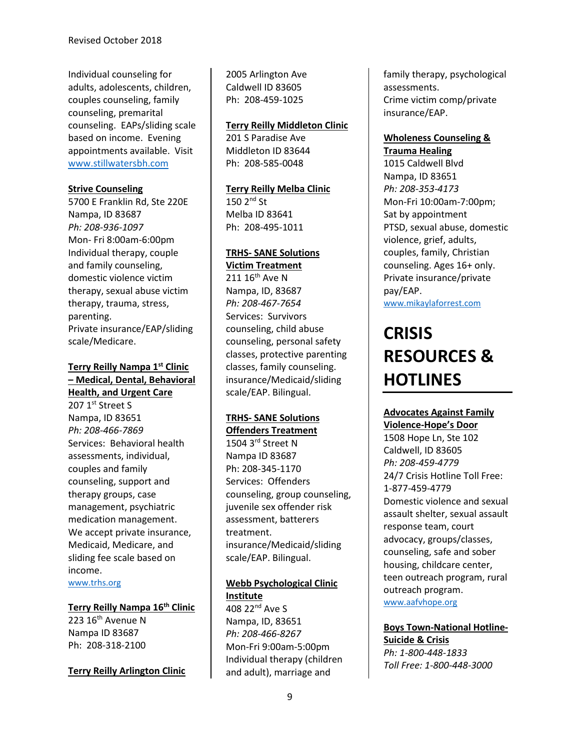Individual counseling for adults, adolescents, children, couples counseling, family counseling, premarital counseling. EAPs/sliding scale based on income. Evening appointments available. Visit www.stillwatersbh.com

**Strive Counseling**
5700 E Franklin Rd, Ste 220E
Nampa, ID 83687
*Ph: 208-936-1097*
Mon- Fri 8:00am-6:00pm
Individual therapy, couple and family counseling, domestic violence victim therapy, sexual abuse victim therapy, trauma, stress, parenting.
Private insurance/EAP/sliding scale/Medicare.

**Terry Reilly Nampa 1st Clinic – Medical, Dental, Behavioral Health, and Urgent Care**
207 1st Street S
Nampa, ID 83651
*Ph: 208-466-7869*
Services: Behavioral health assessments, individual, couples and family counseling, support and therapy groups, case management, psychiatric medication management. We accept private insurance, Medicaid, Medicare, and sliding fee scale based on income.
www.trhs.org

**Terry Reilly Nampa 16th Clinic**
223 16th Avenue N
Nampa ID 83687
Ph: 208-318-2100

**Terry Reilly Arlington Clinic**
2005 Arlington Ave
Caldwell ID 83605
Ph: 208-459-1025

**Terry Reilly Middleton Clinic**
201 S Paradise Ave
Middleton ID 83644
Ph: 208-585-0048

**Terry Reilly Melba Clinic**
150 2nd St
Melba ID 83641
Ph: 208-495-1011

**TRHS- SANE Solutions Victim Treatment**
211 16th Ave N
Nampa, ID, 83687
*Ph: 208-467-7654*
Services: Survivors counseling, child abuse counseling, personal safety classes, protective parenting classes, family counseling. insurance/Medicaid/sliding scale/EAP. Bilingual.

**TRHS- SANE Solutions Offenders Treatment**
1504 3rd Street N
Nampa ID 83687
Ph: 208-345-1170
Services: Offenders counseling, group counseling, juvenile sex offender risk assessment, batterers treatment.
insurance/Medicaid/sliding scale/EAP. Bilingual.

**Webb Psychological Clinic Institute**
408 22nd Ave S
Nampa, ID, 83651
*Ph: 208-466-8267*
Mon-Fri 9:00am-5:00pm
Individual therapy (children and adult), marriage and family therapy, psychological assessments.
Crime victim comp/private insurance/EAP.

**Wholeness Counseling & Trauma Healing**
1015 Caldwell Blvd
Nampa, ID 83651
*Ph: 208-353-4173*
Mon-Fri 10:00am-7:00pm; Sat by appointment
PTSD, sexual abuse, domestic violence, grief, adults, couples, family, Christian counseling. Ages 16+ only. Private insurance/private pay/EAP.
www.mikaylaforrest.com

# CRISIS RESOURCES & HOTLINES

**Advocates Against Family Violence-Hope's Door**
1508 Hope Ln, Ste 102
Caldwell, ID 83605
*Ph: 208-459-4779*
24/7 Crisis Hotline Toll Free: 1-877-459-4779
Domestic violence and sexual assault shelter, sexual assault response team, court advocacy, groups/classes, counseling, safe and sober housing, childcare center, teen outreach program, rural outreach program.
www.aafvhope.org

**Boys Town-National Hotline-Suicide & Crisis**
*Ph: 1-800-448-1833*
*Toll Free: 1-800-448-3000*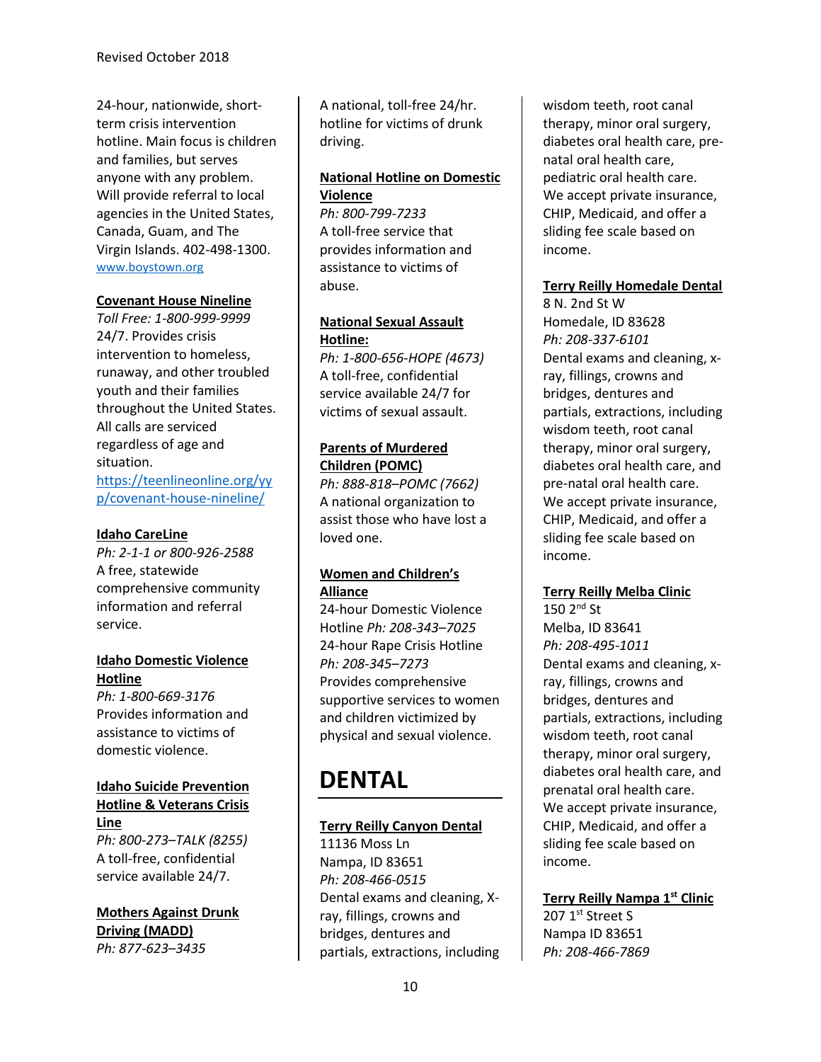24-hour, nationwide, short-term crisis intervention hotline. Main focus is children and families, but serves anyone with any problem. Will provide referral to local agencies in the United States, Canada, Guam, and The Virgin Islands. 402-498-1300. www.boystown.org

**Covenant House Nineline**
*Toll Free: 1-800-999-9999*
24/7. Provides crisis intervention to homeless, runaway, and other troubled youth and their families throughout the United States. All calls are serviced regardless of age and situation.
https://teenlineonline.org/yyp/covenant-house-nineline/

**Idaho CareLine**
*Ph: 2-1-1 or 800-926-2588*
A free, statewide comprehensive community information and referral service.

**Idaho Domestic Violence Hotline**
*Ph: 1-800-669-3176*
Provides information and assistance to victims of domestic violence.

**Idaho Suicide Prevention Hotline & Veterans Crisis Line**
*Ph: 800-273–TALK (8255)*
A toll-free, confidential service available 24/7.

**Mothers Against Drunk Driving (MADD)**
*Ph: 877-623–3435*
A national, toll-free 24/hr. hotline for victims of drunk driving.

**National Hotline on Domestic Violence**
*Ph: 800-799-7233*
A toll-free service that provides information and assistance to victims of abuse.

**National Sexual Assault Hotline:**
*Ph: 1-800-656-HOPE (4673)*
A toll-free, confidential service available 24/7 for victims of sexual assault.

**Parents of Murdered Children (POMC)**
*Ph: 888-818–POMC (7662)*
A national organization to assist those who have lost a loved one.

**Women and Children's Alliance**
24-hour Domestic Violence Hotline *Ph: 208-343–7025*
24-hour Rape Crisis Hotline *Ph: 208-345–7273*
Provides comprehensive supportive services to women and children victimized by physical and sexual violence.

# DENTAL

**Terry Reilly Canyon Dental**
11136 Moss Ln
Nampa, ID 83651
*Ph: 208-466-0515*
Dental exams and cleaning, X-ray, fillings, crowns and bridges, dentures and partials, extractions, including wisdom teeth, root canal therapy, minor oral surgery, diabetes oral health care, pre-natal oral health care, pediatric oral health care. We accept private insurance, CHIP, Medicaid, and offer a sliding fee scale based on income.

**Terry Reilly Homedale Dental**
8 N. 2nd St W
Homedale, ID 83628
*Ph: 208-337-6101*
Dental exams and cleaning, x-ray, fillings, crowns and bridges, dentures and partials, extractions, including wisdom teeth, root canal therapy, minor oral surgery, diabetes oral health care, and pre-natal oral health care. We accept private insurance, CHIP, Medicaid, and offer a sliding fee scale based on income.

**Terry Reilly Melba Clinic**
150 2nd St
Melba, ID 83641
*Ph: 208-495-1011*
Dental exams and cleaning, x-ray, fillings, crowns and bridges, dentures and partials, extractions, including wisdom teeth, root canal therapy, minor oral surgery, diabetes oral health care, and prenatal oral health care. We accept private insurance, CHIP, Medicaid, and offer a sliding fee scale based on income.

**Terry Reilly Nampa 1st Clinic**
207 1st Street S
Nampa ID 83651
*Ph: 208-466-7869*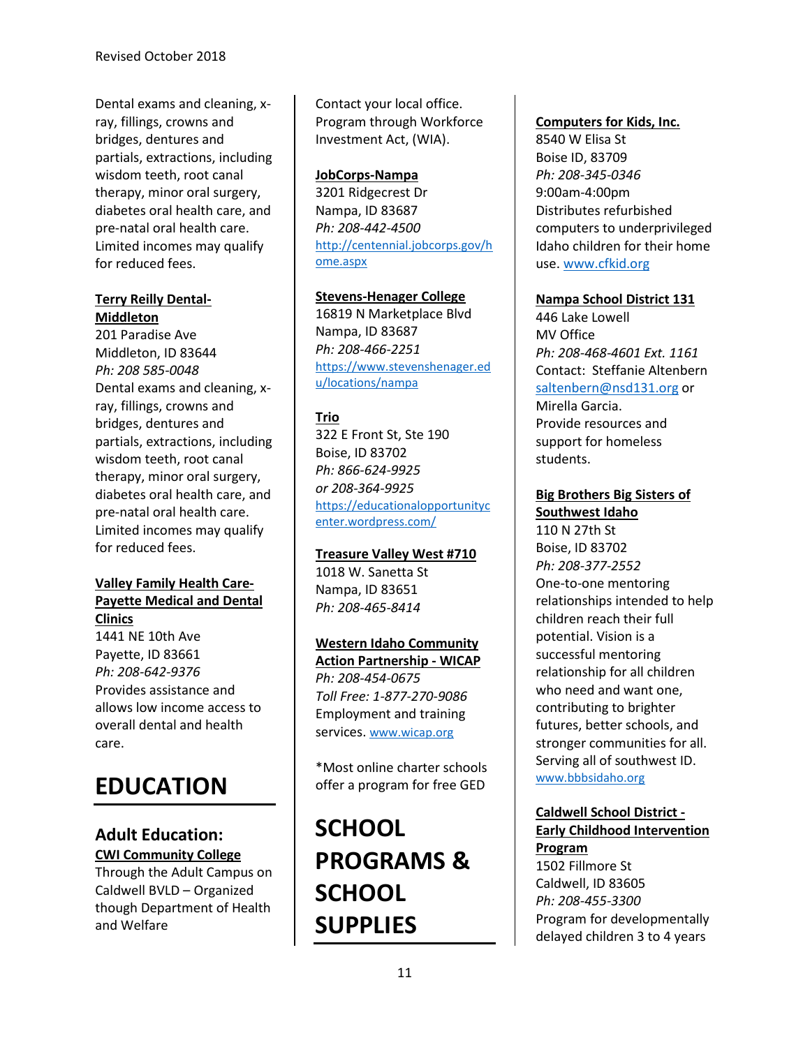Dental exams and cleaning, x-ray, fillings, crowns and bridges, dentures and partials, extractions, including wisdom teeth, root canal therapy, minor oral surgery, diabetes oral health care, and pre-natal oral health care. Limited incomes may qualify for reduced fees.

**Terry Reilly Dental-Middleton**
201 Paradise Ave
Middleton, ID 83644
*Ph: 208 585-0048*
Dental exams and cleaning, x-ray, fillings, crowns and bridges, dentures and partials, extractions, including wisdom teeth, root canal therapy, minor oral surgery, diabetes oral health care, and pre-natal oral health care. Limited incomes may qualify for reduced fees.

**Valley Family Health Care-Payette Medical and Dental Clinics**
1441 NE 10th Ave
Payette, ID 83661
*Ph: 208-642-9376*
Provides assistance and allows low income access to overall dental and health care.

# EDUCATION

## Adult Education:

**CWI Community College**
Through the Adult Campus on Caldwell BVLD – Organized though Department of Health and Welfare

Contact your local office. Program through Workforce Investment Act, (WIA).

**JobCorps-Nampa**
3201 Ridgecrest Dr
Nampa, ID 83687
*Ph: 208-442-4500*
http://centennial.jobcorps.gov/home.aspx

**Stevens-Henager College**
16819 N Marketplace Blvd
Nampa, ID 83687
*Ph: 208-466-2251*
https://www.stevenshenager.edu/locations/nampa

**Trio**
322 E Front St, Ste 190
Boise, ID 83702
*Ph: 866-624-9925*
*or 208-364-9925*
https://educationalopportunitycenter.wordpress.com/

**Treasure Valley West #710**
1018 W. Sanetta St
Nampa, ID 83651
*Ph: 208-465-8414*

**Western Idaho Community Action Partnership - WICAP**
*Ph: 208-454-0675*
*Toll Free: 1-877-270-9086*
Employment and training services. www.wicap.org

*Most online charter schools offer a program for free GED

# SCHOOL PROGRAMS & SCHOOL SUPPLIES

**Computers for Kids, Inc.**
8540 W Elisa St
Boise ID, 83709
*Ph: 208-345-0346*
9:00am-4:00pm
Distributes refurbished computers to underprivileged Idaho children for their home use. www.cfkid.org

**Nampa School District 131**
446 Lake Lowell
MV Office
*Ph: 208-468-4601 Ext. 1161*
Contact: Steffanie Altenbern saltenbern@nsd131.org or Mirella Garcia.
Provide resources and support for homeless students.

**Big Brothers Big Sisters of Southwest Idaho**
110 N 27th St
Boise, ID 83702
*Ph: 208-377-2552*
One-to-one mentoring relationships intended to help children reach their full potential. Vision is a successful mentoring relationship for all children who need and want one, contributing to brighter futures, better schools, and stronger communities for all. Serving all of southwest ID. www.bbbsidaho.org

**Caldwell School District - Early Childhood Intervention Program**
1502 Fillmore St
Caldwell, ID 83605
*Ph: 208-455-3300*
Program for developmentally delayed children 3 to 4 years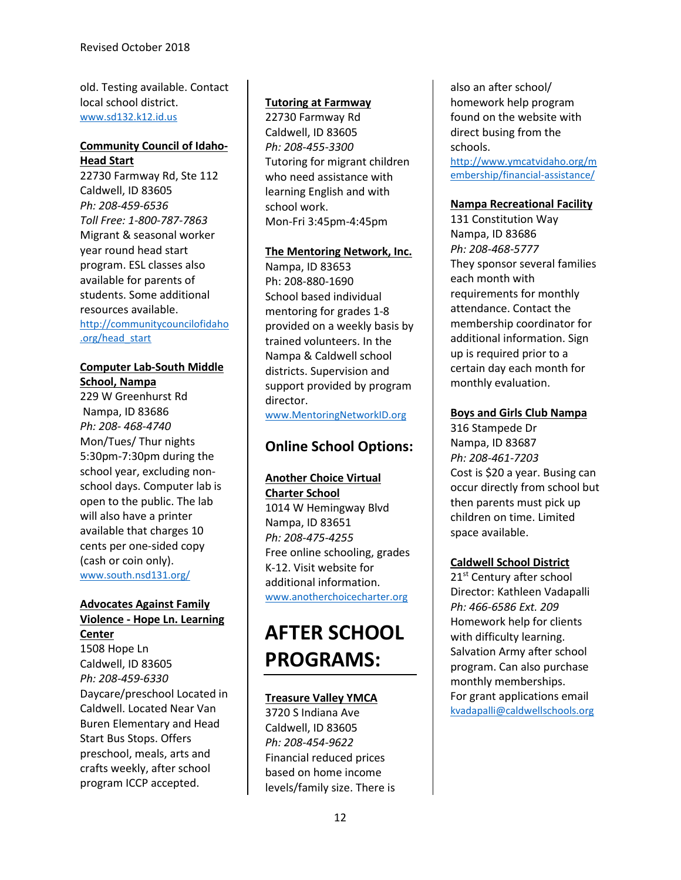old. Testing available. Contact local school district.
www.sd132.k12.id.us

**Community Council of Idaho-Head Start**
22730 Farmway Rd, Ste 112
Caldwell, ID 83605
*Ph: 208-459-6536*
*Toll Free: 1-800-787-7863*
Migrant & seasonal worker year round head start program. ESL classes also available for parents of students. Some additional resources available.
http://communitycouncilofidaho.org/head_start

**Computer Lab-South Middle School, Nampa**
229 W Greenhurst Rd
Nampa, ID 83686
*Ph: 208- 468-4740*
Mon/Tues/ Thur nights 5:30pm-7:30pm during the school year, excluding non-school days. Computer lab is open to the public. The lab will also have a printer available that charges 10 cents per one-sided copy (cash or coin only).
www.south.nsd131.org/

**Advocates Against Family Violence - Hope Ln. Learning Center**
1508 Hope Ln
Caldwell, ID 83605
*Ph: 208-459-6330*
Daycare/preschool Located in Caldwell. Located Near Van Buren Elementary and Head Start Bus Stops. Offers preschool, meals, arts and crafts weekly, after school program ICCP accepted.

**Tutoring at Farmway**
22730 Farmway Rd
Caldwell, ID 83605
*Ph: 208-455-3300*
Tutoring for migrant children who need assistance with learning English and with school work.
Mon-Fri 3:45pm-4:45pm

**The Mentoring Network, Inc.**
Nampa, ID 83653
Ph: 208-880-1690
School based individual mentoring for grades 1-8 provided on a weekly basis by trained volunteers. In the Nampa & Caldwell school districts. Supervision and support provided by program director.
www.MentoringNetworkID.org

## Online School Options:

**Another Choice Virtual Charter School**
1014 W Hemingway Blvd
Nampa, ID 83651
*Ph: 208-475-4255*
Free online schooling, grades K-12. Visit website for additional information.
www.anotherchoicecharter.org

# AFTER SCHOOL PROGRAMS:

**Treasure Valley YMCA**
3720 S Indiana Ave
Caldwell, ID 83605
*Ph: 208-454-9622*
Financial reduced prices based on home income levels/family size. There is also an after school/ homework help program found on the website with direct busing from the schools.
http://www.ymcatvidaho.org/membership/financial-assistance/

**Nampa Recreational Facility**
131 Constitution Way
Nampa, ID 83686
*Ph: 208-468-5777*
They sponsor several families each month with requirements for monthly attendance. Contact the membership coordinator for additional information. Sign up is required prior to a certain day each month for monthly evaluation.

**Boys and Girls Club Nampa**
316 Stampede Dr
Nampa, ID 83687
*Ph: 208-461-7203*
Cost is $20 a year. Busing can occur directly from school but then parents must pick up children on time. Limited space available.

**Caldwell School District**
21st Century after school
Director: Kathleen Vadapalli
*Ph: 466-6586 Ext. 209*
Homework help for clients with difficulty learning. Salvation Army after school program. Can also purchase monthly memberships.
For grant applications email
kvadapalli@caldwellschools.org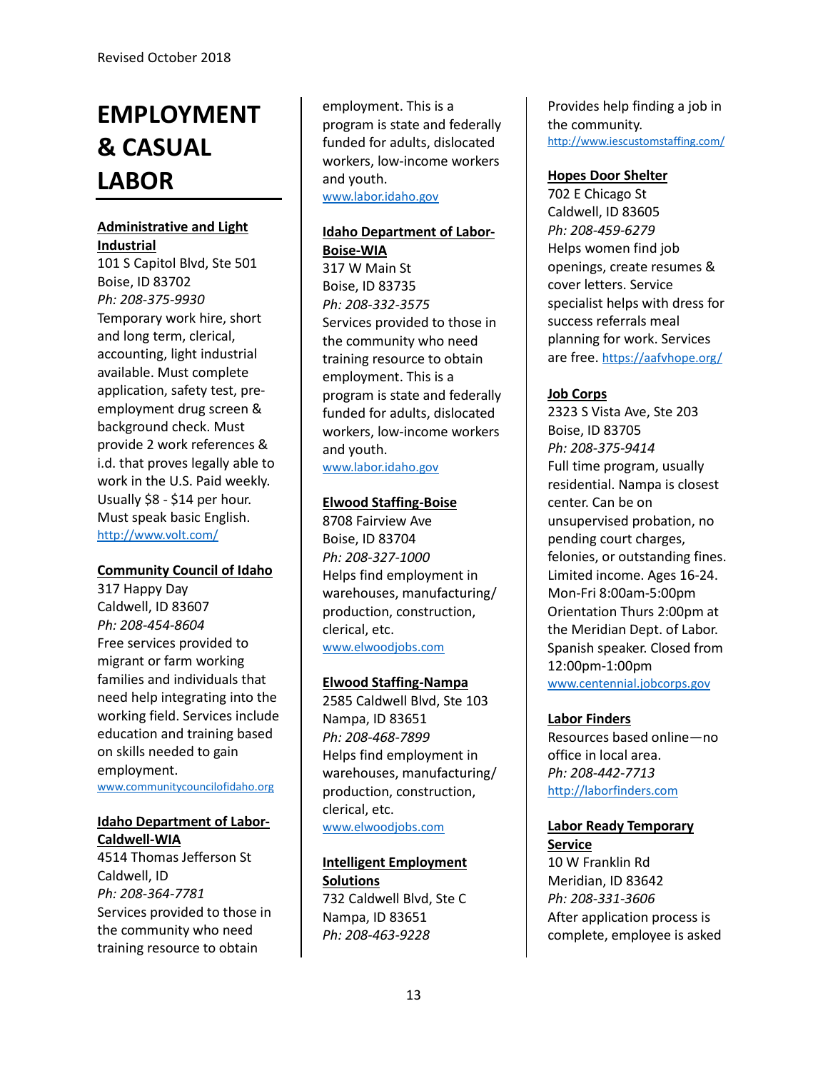Revised October 2018

# EMPLOYMENT & CASUAL LABOR

**Administrative and Light Industrial**
101 S Capitol Blvd, Ste 501
Boise, ID 83702
*Ph: 208-375-9930*
Temporary work hire, short and long term, clerical, accounting, light industrial available. Must complete application, safety test, pre-employment drug screen & background check. Must provide 2 work references & i.d. that proves legally able to work in the U.S. Paid weekly. Usually $8 - $14 per hour. Must speak basic English.
http://www.volt.com/

**Community Council of Idaho**
317 Happy Day
Caldwell, ID 83607
*Ph: 208-454-8604*
Free services provided to migrant or farm working families and individuals that need help integrating into the working field. Services include education and training based on skills needed to gain employment.
www.communitycouncilofidaho.org

**Idaho Department of Labor-Caldwell-WIA**
4514 Thomas Jefferson St
Caldwell, ID
*Ph: 208-364-7781*
Services provided to those in the community who need training resource to obtain employment. This is a program is state and federally funded for adults, dislocated workers, low-income workers and youth.
www.labor.idaho.gov

**Idaho Department of Labor-Boise-WIA**
317 W Main St
Boise, ID 83735
*Ph: 208-332-3575*
Services provided to those in the community who need training resource to obtain employment. This is a program is state and federally funded for adults, dislocated workers, low-income workers and youth.
www.labor.idaho.gov

**Elwood Staffing-Boise**
8708 Fairview Ave
Boise, ID 83704
*Ph: 208-327-1000*
Helps find employment in warehouses, manufacturing/ production, construction, clerical, etc.
www.elwoodjobs.com

**Elwood Staffing-Nampa**
2585 Caldwell Blvd, Ste 103
Nampa, ID 83651
*Ph: 208-468-7899*
Helps find employment in warehouses, manufacturing/ production, construction, clerical, etc.
www.elwoodjobs.com

**Intelligent Employment Solutions**
732 Caldwell Blvd, Ste C
Nampa, ID 83651
*Ph: 208-463-9228*
Provides help finding a job in the community.
http://www.iescustomstaffing.com/

**Hopes Door Shelter**
702 E Chicago St
Caldwell, ID 83605
*Ph: 208-459-6279*
Helps women find job openings, create resumes & cover letters. Service specialist helps with dress for success referrals meal planning for work. Services are free. https://aafvhope.org/

**Job Corps**
2323 S Vista Ave, Ste 203
Boise, ID 83705
*Ph: 208-375-9414*
Full time program, usually residential. Nampa is closest center. Can be on unsupervised probation, no pending court charges, felonies, or outstanding fines. Limited income. Ages 16-24. Mon-Fri 8:00am-5:00pm Orientation Thurs 2:00pm at the Meridian Dept. of Labor. Spanish speaker. Closed from 12:00pm-1:00pm
www.centennial.jobcorps.gov

**Labor Finders**
Resources based online—no office in local area.
*Ph: 208-442-7713*
http://laborfinders.com

**Labor Ready Temporary Service**
10 W Franklin Rd
Meridian, ID 83642
*Ph: 208-331-3606*
After application process is complete, employee is asked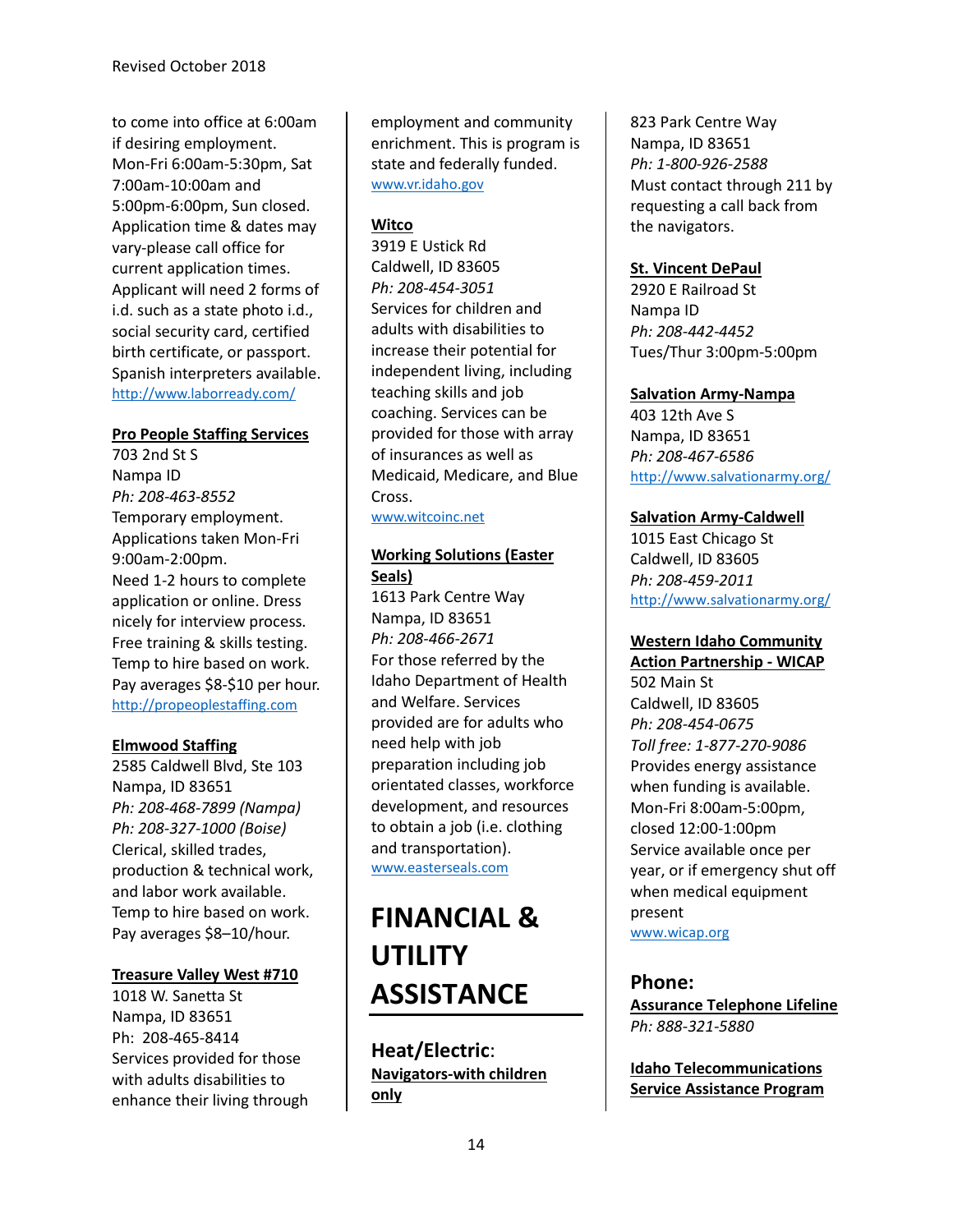to come into office at 6:00am if desiring employment. Mon-Fri 6:00am-5:30pm, Sat 7:00am-10:00am and 5:00pm-6:00pm, Sun closed. Application time & dates may vary-please call office for current application times. Applicant will need 2 forms of i.d. such as a state photo i.d., social security card, certified birth certificate, or passport. Spanish interpreters available.
http://www.laborready.com/

**Pro People Staffing Services**
703 2nd St S
Nampa ID
*Ph: 208-463-8552*
Temporary employment. Applications taken Mon-Fri 9:00am-2:00pm.
Need 1-2 hours to complete application or online. Dress nicely for interview process. Free training & skills testing. Temp to hire based on work. Pay averages $8-$10 per hour.
http://propeoplestaffing.com

**Elmwood Staffing**
2585 Caldwell Blvd, Ste 103
Nampa, ID 83651
*Ph: 208-468-7899 (Nampa)*
*Ph: 208-327-1000 (Boise)*
Clerical, skilled trades, production & technical work, and labor work available. Temp to hire based on work. Pay averages $8–10/hour.

**Treasure Valley West #710**
1018 W. Sanetta St
Nampa, ID 83651
Ph: 208-465-8414
Services provided for those with adults disabilities to enhance their living through employment and community enrichment. This is program is state and federally funded.
www.vr.idaho.gov

**Witco**
3919 E Ustick Rd
Caldwell, ID 83605
*Ph: 208-454-3051*
Services for children and adults with disabilities to increase their potential for independent living, including teaching skills and job coaching. Services can be provided for those with array of insurances as well as Medicaid, Medicare, and Blue Cross.
www.witcoinc.net

**Working Solutions (Easter Seals)**
1613 Park Centre Way
Nampa, ID 83651
*Ph: 208-466-2671*
For those referred by the Idaho Department of Health and Welfare. Services provided are for adults who need help with job preparation including job orientated classes, workforce development, and resources to obtain a job (i.e. clothing and transportation).
www.easterseals.com

# FINANCIAL & UTILITY ASSISTANCE

## Heat/Electric:

**Navigators-with children only**
823 Park Centre Way
Nampa, ID 83651
*Ph: 1-800-926-2588*
Must contact through 211 by requesting a call back from the navigators.

**St. Vincent DePaul**
2920 E Railroad St
Nampa ID
*Ph: 208-442-4452*
Tues/Thur 3:00pm-5:00pm

**Salvation Army-Nampa**
403 12th Ave S
Nampa, ID 83651
*Ph: 208-467-6586*
http://www.salvationarmy.org/

**Salvation Army-Caldwell**
1015 East Chicago St
Caldwell, ID 83605
*Ph: 208-459-2011*
http://www.salvationarmy.org/

**Western Idaho Community Action Partnership - WICAP**
502 Main St
Caldwell, ID 83605
*Ph: 208-454-0675*
*Toll free: 1-877-270-9086*
Provides energy assistance when funding is available. Mon-Fri 8:00am-5:00pm, closed 12:00-1:00pm
Service available once per year, or if emergency shut off when medical equipment present
www.wicap.org

## Phone:

**Assurance Telephone Lifeline**
*Ph: 888-321-5880*

**Idaho Telecommunications Service Assistance Program**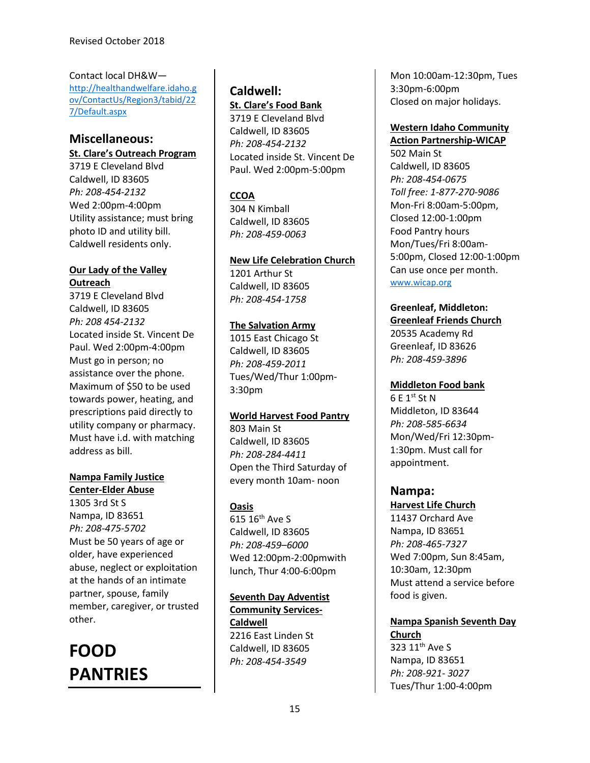Contact local DH&W—[http://healthandwelfare.idaho.gov/ContactUs/Region3/tabid/227/Default.aspx](http://healthandwelfare.idaho.gov/ContactUs/Region3/tabid/227/Default.aspx)

## Miscellaneous:

**St. Clare's Outreach Program**
3719 E Cleveland Blvd
Caldwell, ID 83605
*Ph: 208-454-2132*
Wed 2:00pm-4:00pm
Utility assistance; must bring photo ID and utility bill. Caldwell residents only.

**Our Lady of the Valley Outreach**
3719 E Cleveland Blvd
Caldwell, ID 83605
*Ph: 208 454-2132*
Located inside St. Vincent De Paul. Wed 2:00pm-4:00pm
Must go in person; no assistance over the phone. Maximum of $50 to be used towards power, heating, and prescriptions paid directly to utility company or pharmacy. Must have i.d. with matching address as bill.

**Nampa Family Justice Center-Elder Abuse**
1305 3rd St S
Nampa, ID 83651
*Ph: 208-475-5702*
Must be 50 years of age or older, have experienced abuse, neglect or exploitation at the hands of an intimate partner, spouse, family member, caregiver, or trusted other.

# FOOD PANTRIES

## Caldwell:

**St. Clare's Food Bank**
3719 E Cleveland Blvd
Caldwell, ID 83605
*Ph: 208-454-2132*
Located inside St. Vincent De Paul. Wed 2:00pm-5:00pm

**CCOA**
304 N Kimball
Caldwell, ID 83605
*Ph: 208-459-0063*

**New Life Celebration Church**
1201 Arthur St
Caldwell, ID 83605
*Ph: 208-454-1758*

**The Salvation Army**
1015 East Chicago St
Caldwell, ID 83605
*Ph: 208-459-2011*
Tues/Wed/Thur 1:00pm-3:30pm

**World Harvest Food Pantry**
803 Main St
Caldwell, ID 83605
*Ph: 208-284-4411*
Open the Third Saturday of every month 10am- noon

**Oasis**
615 16th Ave S
Caldwell, ID 83605
*Ph: 208-459–6000*
Wed 12:00pm-2:00pmwith lunch, Thur 4:00-6:00pm

**Seventh Day Adventist Community Services-Caldwell**
2216 East Linden St
Caldwell, ID 83605
*Ph: 208-454-3549*
Mon 10:00am-12:30pm, Tues 3:30pm-6:00pm
Closed on major holidays.

**Western Idaho Community Action Partnership-WICAP**
502 Main St
Caldwell, ID 83605
*Ph: 208-454-0675*
*Toll free: 1-877-270-9086*
Mon-Fri 8:00am-5:00pm, Closed 12:00-1:00pm
Food Pantry hours Mon/Tues/Fri 8:00am-5:00pm, Closed 12:00-1:00pm
Can use once per month.
[www.wicap.org](http://www.wicap.org)

**Greenleaf, Middleton:**

**Greenleaf Friends Church**
20535 Academy Rd
Greenleaf, ID 83626
*Ph: 208-459-3896*

**Middleton Food bank**
6 E 1st St N
Middleton, ID 83644
*Ph: 208-585-6634*
Mon/Wed/Fri 12:30pm-1:30pm. Must call for appointment.

## Nampa:

**Harvest Life Church**
11437 Orchard Ave
Nampa, ID 83651
*Ph: 208-465-7327*
Wed 7:00pm, Sun 8:45am, 10:30am, 12:30pm
Must attend a service before food is given.

**Nampa Spanish Seventh Day Church**
323 11th Ave S
Nampa, ID 83651
*Ph: 208-921- 3027*
Tues/Thur 1:00-4:00pm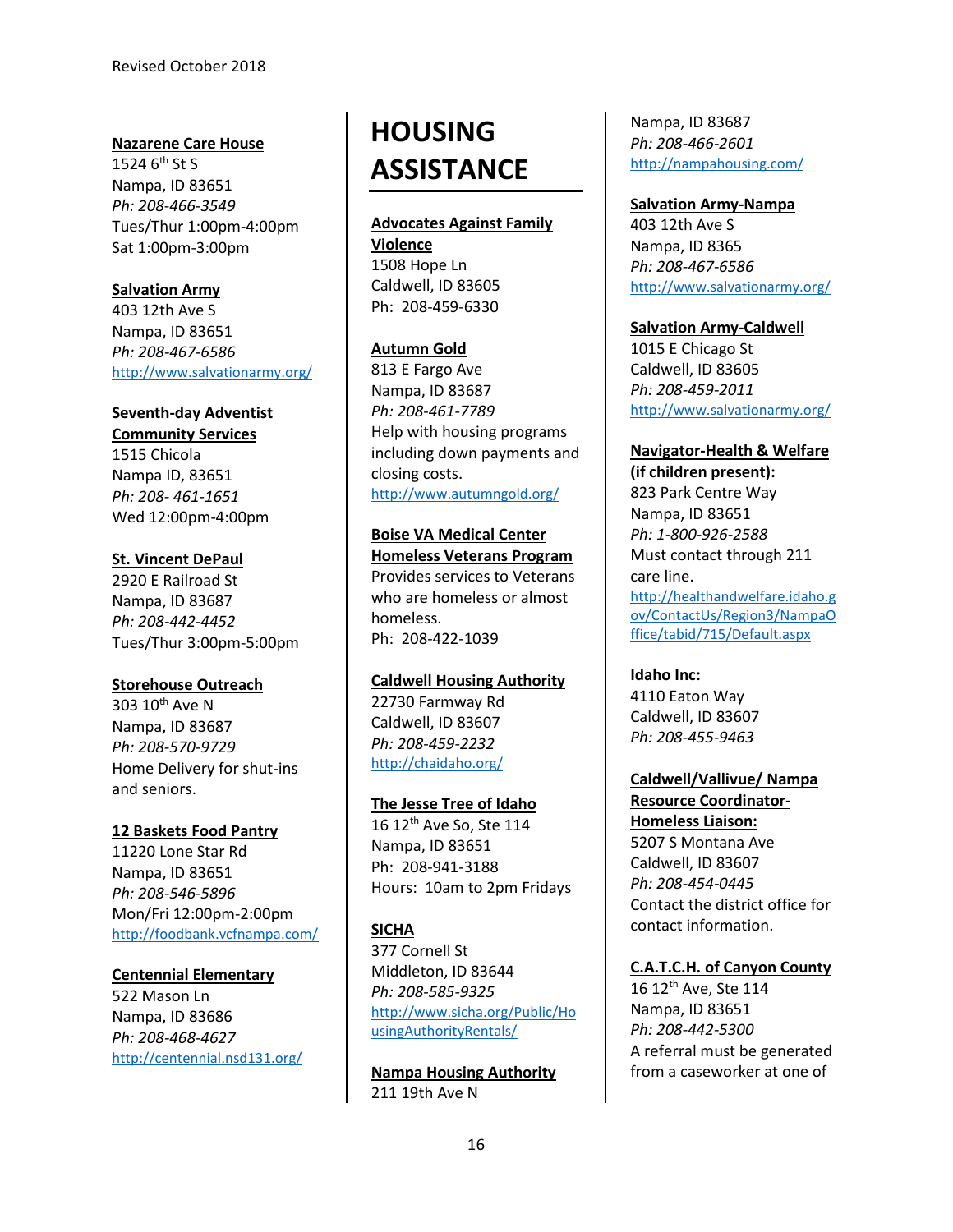Revised October 2018

**Nazarene Care House**
1524 6th St S
Nampa, ID 83651
*Ph: 208-466-3549*
Tues/Thur 1:00pm-4:00pm
Sat 1:00pm-3:00pm

**Salvation Army**
403 12th Ave S
Nampa, ID 83651
*Ph: 208-467-6586*
http://www.salvationarmy.org/

**Seventh-day Adventist Community Services**
1515 Chicola
Nampa ID, 83651
*Ph: 208- 461-1651*
Wed 12:00pm-4:00pm

**St. Vincent DePaul**
2920 E Railroad St
Nampa, ID 83687
*Ph: 208-442-4452*
Tues/Thur 3:00pm-5:00pm

**Storehouse Outreach**
303 10th Ave N
Nampa, ID 83687
*Ph: 208-570-9729*
Home Delivery for shut-ins and seniors.

**12 Baskets Food Pantry**
11220 Lone Star Rd
Nampa, ID 83651
*Ph: 208-546-5896*
Mon/Fri 12:00pm-2:00pm
http://foodbank.vcfnampa.com/

**Centennial Elementary**
522 Mason Ln
Nampa, ID 83686
*Ph: 208-468-4627*
http://centennial.nsd131.org/

# HOUSING ASSISTANCE

**Advocates Against Family Violence**
1508 Hope Ln
Caldwell, ID 83605
Ph: 208-459-6330

**Autumn Gold**
813 E Fargo Ave
Nampa, ID 83687
*Ph: 208-461-7789*
Help with housing programs including down payments and closing costs.
http://www.autumngold.org/

**Boise VA Medical Center Homeless Veterans Program**
Provides services to Veterans who are homeless or almost homeless.
Ph: 208-422-1039

**Caldwell Housing Authority**
22730 Farmway Rd
Caldwell, ID 83607
*Ph: 208-459-2232*
http://chaidaho.org/

**The Jesse Tree of Idaho**
16 12th Ave So, Ste 114
Nampa, ID 83651
Ph: 208-941-3188
Hours: 10am to 2pm Fridays

**SICHA**
377 Cornell St
Middleton, ID 83644
*Ph: 208-585-9325*
http://www.sicha.org/Public/HousingAuthorityRentals/

**Nampa Housing Authority**
211 19th Ave N
Nampa, ID 83687
*Ph: 208-466-2601*
http://nampahousing.com/

**Salvation Army-Nampa**
403 12th Ave S
Nampa, ID 8365
*Ph: 208-467-6586*
http://www.salvationarmy.org/

**Salvation Army-Caldwell**
1015 E Chicago St
Caldwell, ID 83605
*Ph: 208-459-2011*
http://www.salvationarmy.org/

**Navigator-Health & Welfare (if children present):**
823 Park Centre Way
Nampa, ID 83651
*Ph: 1-800-926-2588*
Must contact through 211 care line.
http://healthandwelfare.idaho.gov/ContactUs/Region3/NampaOffice/tabid/715/Default.aspx

**Idaho Inc:**
4110 Eaton Way
Caldwell, ID 83607
*Ph: 208-455-9463*

**Caldwell/Vallivue/ Nampa Resource Coordinator-Homeless Liaison:**
5207 S Montana Ave
Caldwell, ID 83607
*Ph: 208-454-0445*
Contact the district office for contact information.

**C.A.T.C.H. of Canyon County**
16 12th Ave, Ste 114
Nampa, ID 83651
*Ph: 208-442-5300*
A referral must be generated from a caseworker at one of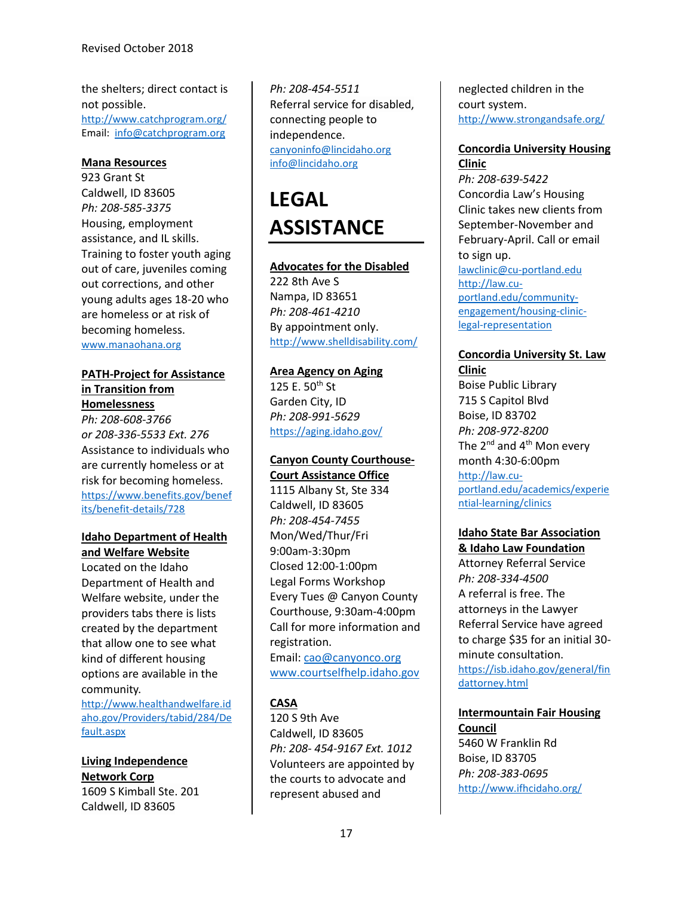the shelters; direct contact is not possible.
http://www.catchprogram.org/
Email: info@catchprogram.org

**Mana Resources**
923 Grant St
Caldwell, ID 83605
*Ph: 208-585-3375*
Housing, employment assistance, and IL skills. Training to foster youth aging out of care, juveniles coming out corrections, and other young adults ages 18-20 who are homeless or at risk of becoming homeless.
www.manaohana.org

**PATH-Project for Assistance in Transition from Homelessness**
*Ph: 208-608-3766*
*or 208-336-5533 Ext. 276*
Assistance to individuals who are currently homeless or at risk for becoming homeless.
https://www.benefits.gov/benefits/benefit-details/728

**Idaho Department of Health and Welfare Website**
Located on the Idaho Department of Health and Welfare website, under the providers tabs there is lists created by the department that allow one to see what kind of different housing options are available in the community.
http://www.healthandwelfare.idaho.gov/Providers/tabid/284/Default.aspx

**Living Independence Network Corp**
1609 S Kimball Ste. 201
Caldwell, ID 83605
*Ph: 208-454-5511*
Referral service for disabled, connecting people to independence.
canyoninfo@lincidaho.org
info@lincidaho.org

# LEGAL ASSISTANCE

**Advocates for the Disabled**
222 8th Ave S
Nampa, ID 83651
*Ph: 208-461-4210*
By appointment only.
http://www.shelldisability.com/

**Area Agency on Aging**
125 E. 50th St
Garden City, ID
*Ph: 208-991-5629*
https://aging.idaho.gov/

**Canyon County Courthouse-Court Assistance Office**
1115 Albany St, Ste 334
Caldwell, ID 83605
*Ph: 208-454-7455*
Mon/Wed/Thur/Fri
9:00am-3:30pm
Closed 12:00-1:00pm
Legal Forms Workshop
Every Tues @ Canyon County Courthouse, 9:30am-4:00pm
Call for more information and registration.
Email: cao@canyonco.org
www.courtselfhelp.idaho.gov

**CASA**
120 S 9th Ave
Caldwell, ID 83605
*Ph: 208- 454-9167 Ext. 1012*
Volunteers are appointed by the courts to advocate and represent abused and neglected children in the court system.
http://www.strongandsafe.org/

**Concordia University Housing Clinic**
*Ph: 208-639-5422*
Concordia Law's Housing Clinic takes new clients from September-November and February-April. Call or email to sign up.
lawclinic@cu-portland.edu
http://law.cu-portland.edu/community-engagement/housing-clinic-legal-representation

**Concordia University St. Law Clinic**
Boise Public Library
715 S Capitol Blvd
Boise, ID 83702
*Ph: 208-972-8200*
The 2nd and 4th Mon every month 4:30-6:00pm
http://law.cu-portland.edu/academics/experiential-learning/clinics

**Idaho State Bar Association & Idaho Law Foundation**
Attorney Referral Service
*Ph: 208-334-4500*
A referral is free. The attorneys in the Lawyer Referral Service have agreed to charge $35 for an initial 30-minute consultation.
https://isb.idaho.gov/general/findattorney.html

**Intermountain Fair Housing Council**
5460 W Franklin Rd
Boise, ID 83705
*Ph: 208-383-0695*
http://www.ifhcidaho.org/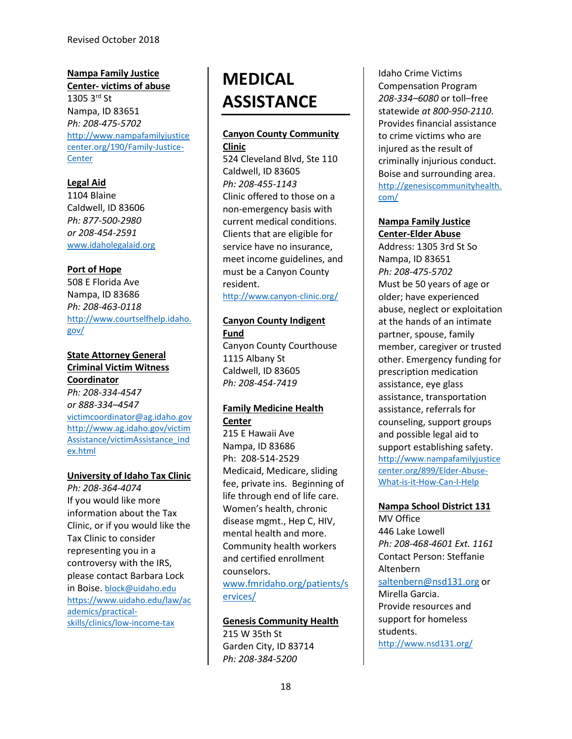Revised October 2018

**Nampa Family Justice Center- victims of abuse**
1305 3rd St
Nampa, ID 83651
*Ph: 208-475-5702*
http://www.nampafamilyjusticecenter.org/190/Family-Justice-Center

**Legal Aid**
1104 Blaine
Caldwell, ID 83606
*Ph: 877-500-2980*
*or 208-454-2591*
www.idaholegalaid.org

**Port of Hope**
508 E Florida Ave
Nampa, ID 83686
*Ph: 208-463-0118*
http://www.courtselfhelp.idaho.gov/

**State Attorney General Criminal Victim Witness Coordinator**
*Ph: 208-334-4547*
*or 888-334–4547*
victimcoordinator@ag.idaho.gov
http://www.ag.idaho.gov/victimAssistance/victimAssistance_index.html

**University of Idaho Tax Clinic**
*Ph: 208-364-4074*
If you would like more information about the Tax Clinic, or if you would like the Tax Clinic to consider representing you in a controversy with the IRS, please contact Barbara Lock in Boise. block@uidaho.edu
https://www.uidaho.edu/law/academics/practical-skills/clinics/low-income-tax

# MEDICAL ASSISTANCE

**Canyon County Community Clinic**
524 Cleveland Blvd, Ste 110
Caldwell, ID 83605
*Ph: 208-455-1143*
Clinic offered to those on a non-emergency basis with current medical conditions. Clients that are eligible for service have no insurance, meet income guidelines, and must be a Canyon County resident.
http://www.canyon-clinic.org/

**Canyon County Indigent Fund**
Canyon County Courthouse
1115 Albany St
Caldwell, ID 83605
*Ph: 208-454-7419*

**Family Medicine Health Center**
215 E Hawaii Ave
Nampa, ID 83686
Ph: 208-514-2529
Medicaid, Medicare, sliding fee, private ins. Beginning of life through end of life care. Women's health, chronic disease mgmt., Hep C, HIV, mental health and more. Community health workers and certified enrollment counselors.
www.fmridaho.org/patients/services/

**Genesis Community Health**
215 W 35th St
Garden City, ID 83714
*Ph: 208-384-5200*

Idaho Crime Victims Compensation Program
*208-334–6080* or toll–free statewide *at 800-950-2110*.
Provides financial assistance to crime victims who are injured as the result of criminally injurious conduct. Boise and surrounding area.
http://genesiscommunityhealth.com/

**Nampa Family Justice Center-Elder Abuse**
Address: 1305 3rd St So
Nampa, ID 83651
*Ph: 208-475-5702*
Must be 50 years of age or older; have experienced abuse, neglect or exploitation at the hands of an intimate partner, spouse, family member, caregiver or trusted other. Emergency funding for prescription medication assistance, eye glass assistance, transportation assistance, referrals for counseling, support groups and possible legal aid to support establishing safety.
http://www.nampafamilyjusticecenter.org/899/Elder-Abuse-What-is-it-How-Can-I-Help

**Nampa School District 131**
MV Office
446 Lake Lowell
*Ph: 208-468-4601 Ext. 1161*
Contact Person: Steffanie Altenbern
saltenbern@nsd131.org or Mirella Garcia.
Provide resources and support for homeless students.
http://www.nsd131.org/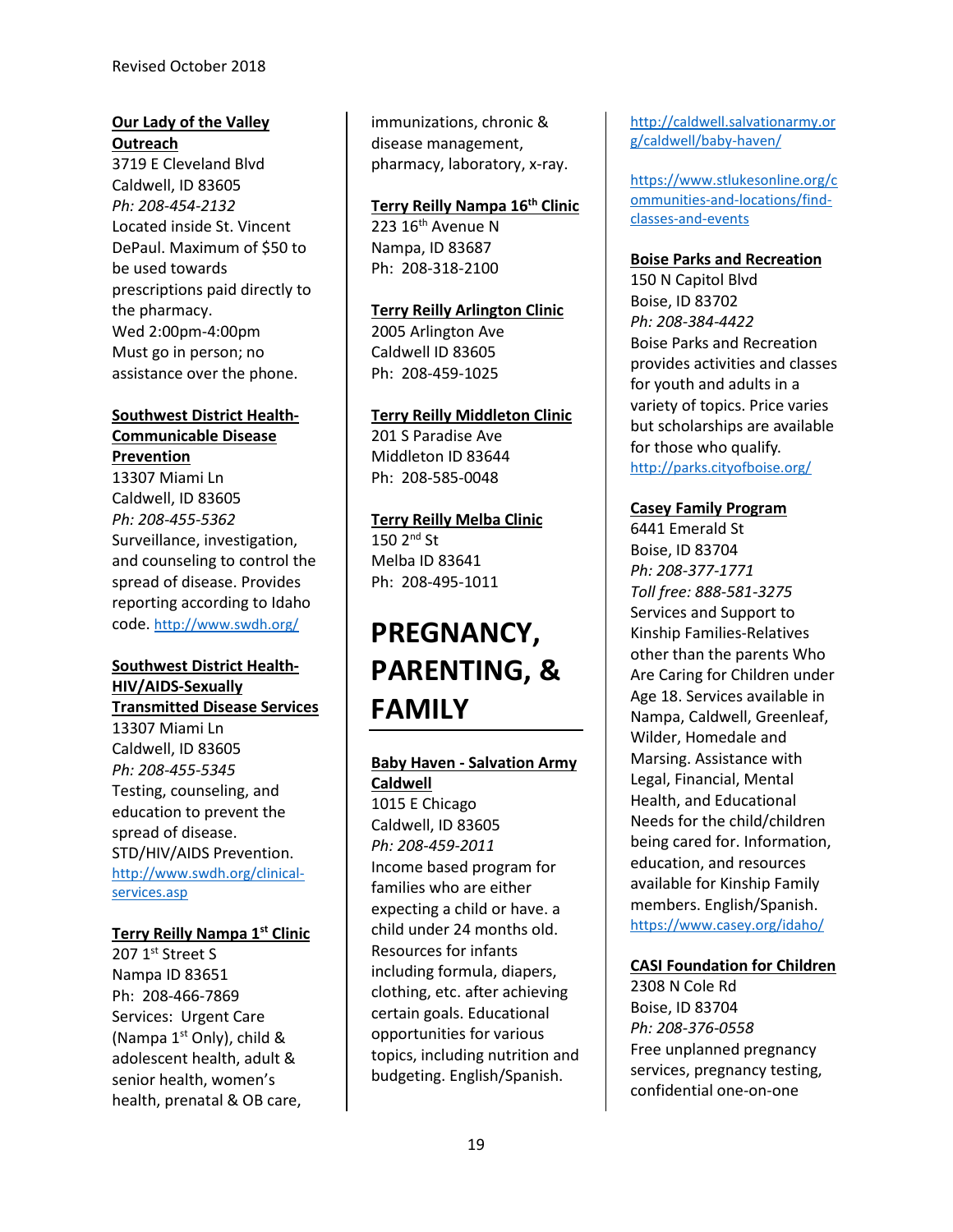**Our Lady of the Valley Outreach**
3719 E Cleveland Blvd
Caldwell, ID 83605
*Ph: 208-454-2132*
Located inside St. Vincent DePaul. Maximum of $50 to be used towards prescriptions paid directly to the pharmacy.
Wed 2:00pm-4:00pm
Must go in person; no assistance over the phone.

**Southwest District Health-Communicable Disease Prevention**
13307 Miami Ln
Caldwell, ID 83605
*Ph: 208-455-5362*
Surveillance, investigation, and counseling to control the spread of disease. Provides reporting according to Idaho code. http://www.swdh.org/

**Southwest District Health-HIV/AIDS-Sexually Transmitted Disease Services**
13307 Miami Ln
Caldwell, ID 83605
*Ph: 208-455-5345*
Testing, counseling, and education to prevent the spread of disease. STD/HIV/AIDS Prevention. http://www.swdh.org/clinical-services.asp

**Terry Reilly Nampa 1st Clinic**
207 1st Street S
Nampa ID 83651
Ph: 208-466-7869
Services: Urgent Care (Nampa 1st Only), child & adolescent health, adult & senior health, women's health, prenatal & OB care, immunizations, chronic & disease management, pharmacy, laboratory, x-ray.

**Terry Reilly Nampa 16th Clinic**
223 16th Avenue N
Nampa, ID 83687
Ph: 208-318-2100

**Terry Reilly Arlington Clinic**
2005 Arlington Ave
Caldwell ID 83605
Ph: 208-459-1025

**Terry Reilly Middleton Clinic**
201 S Paradise Ave
Middleton ID 83644
Ph: 208-585-0048

**Terry Reilly Melba Clinic**
150 2nd St
Melba ID 83641
Ph: 208-495-1011

# PREGNANCY, PARENTING, & FAMILY

**Baby Haven - Salvation Army Caldwell**
1015 E Chicago
Caldwell, ID 83605
*Ph: 208-459-2011*
Income based program for families who are either expecting a child or have. a child under 24 months old. Resources for infants including formula, diapers, clothing, etc. after achieving certain goals. Educational opportunities for various topics, including nutrition and budgeting. English/Spanish.
http://caldwell.salvationarmy.org/caldwell/baby-haven/

https://www.stlukesonline.org/communities-and-locations/find-classes-and-events

**Boise Parks and Recreation**
150 N Capitol Blvd
Boise, ID 83702
*Ph: 208-384-4422*
Boise Parks and Recreation provides activities and classes for youth and adults in a variety of topics. Price varies but scholarships are available for those who qualify.
http://parks.cityofboise.org/

**Casey Family Program**
6441 Emerald St
Boise, ID 83704
*Ph: 208-377-1771*
*Toll free: 888-581-3275*
Services and Support to Kinship Families-Relatives other than the parents Who Are Caring for Children under Age 18. Services available in Nampa, Caldwell, Greenleaf, Wilder, Homedale and Marsing. Assistance with Legal, Financial, Mental Health, and Educational Needs for the child/children being cared for. Information, education, and resources available for Kinship Family members. English/Spanish.
https://www.casey.org/idaho/

**CASI Foundation for Children**
2308 N Cole Rd
Boise, ID 83704
*Ph: 208-376-0558*
Free unplanned pregnancy services, pregnancy testing, confidential one-on-one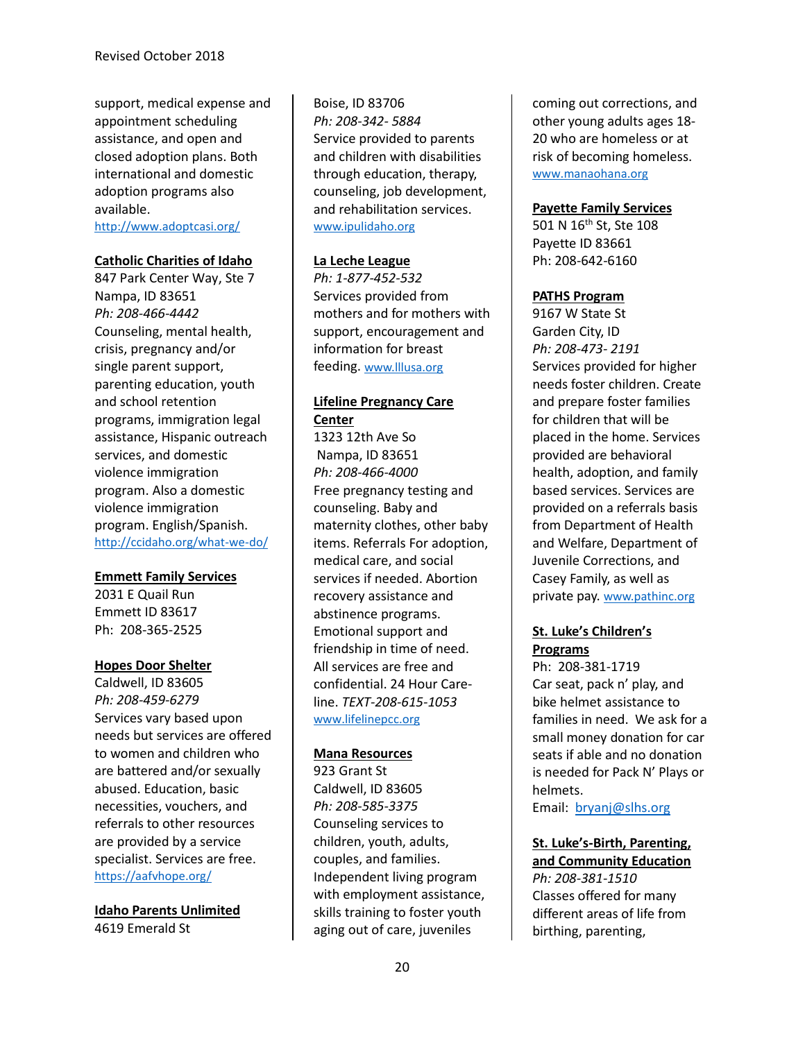support, medical expense and appointment scheduling assistance, and open and closed adoption plans. Both international and domestic adoption programs also available.
http://www.adoptcasi.org/

**Catholic Charities of Idaho**
847 Park Center Way, Ste 7
Nampa, ID 83651
*Ph: 208-466-4442*
Counseling, mental health, crisis, pregnancy and/or single parent support, parenting education, youth and school retention programs, immigration legal assistance, Hispanic outreach services, and domestic violence immigration program. Also a domestic violence immigration program. English/Spanish.
http://ccidaho.org/what-we-do/

**Emmett Family Services**
2031 E Quail Run
Emmett ID 83617
Ph: 208-365-2525

**Hopes Door Shelter**
Caldwell, ID 83605
*Ph: 208-459-6279*
Services vary based upon needs but services are offered to women and children who are battered and/or sexually abused. Education, basic necessities, vouchers, and referrals to other resources are provided by a service specialist. Services are free.
https://aafvhope.org/

**Idaho Parents Unlimited**
4619 Emerald St
Boise, ID 83706
*Ph: 208-342- 5884*
Service provided to parents and children with disabilities through education, therapy, counseling, job development, and rehabilitation services.
www.ipulidaho.org

**La Leche League**
*Ph: 1-877-452-532*
Services provided from mothers and for mothers with support, encouragement and information for breast feeding. www.lllusa.org

**Lifeline Pregnancy Care Center**
1323 12th Ave So
Nampa, ID 83651
*Ph: 208-466-4000*
Free pregnancy testing and counseling. Baby and maternity clothes, other baby items. Referrals For adoption, medical care, and social services if needed. Abortion recovery assistance and abstinence programs. Emotional support and friendship in time of need. All services are free and confidential. 24 Hour Care-line. *TEXT-208-615-1053*
www.lifelinepcc.org

**Mana Resources**
923 Grant St
Caldwell, ID 83605
*Ph: 208-585-3375*
Counseling services to children, youth, adults, couples, and families. Independent living program with employment assistance, skills training to foster youth aging out of care, juveniles coming out corrections, and other young adults ages 18-20 who are homeless or at risk of becoming homeless.
www.manaohana.org

**Payette Family Services**
501 N 16th St, Ste 108
Payette ID 83661
Ph: 208-642-6160

**PATHS Program**
9167 W State St
Garden City, ID
*Ph: 208-473- 2191*
Services provided for higher needs foster children. Create and prepare foster families for children that will be placed in the home. Services provided are behavioral health, adoption, and family based services. Services are provided on a referrals basis from Department of Health and Welfare, Department of Juvenile Corrections, and Casey Family, as well as private pay. www.pathinc.org

**St. Luke's Children's Programs**
Ph: 208-381-1719
Car seat, pack n' play, and bike helmet assistance to families in need. We ask for a small money donation for car seats if able and no donation is needed for Pack N' Plays or helmets.
Email: bryanj@slhs.org

**St. Luke's-Birth, Parenting, and Community Education**
*Ph: 208-381-1510*
Classes offered for many different areas of life from birthing, parenting,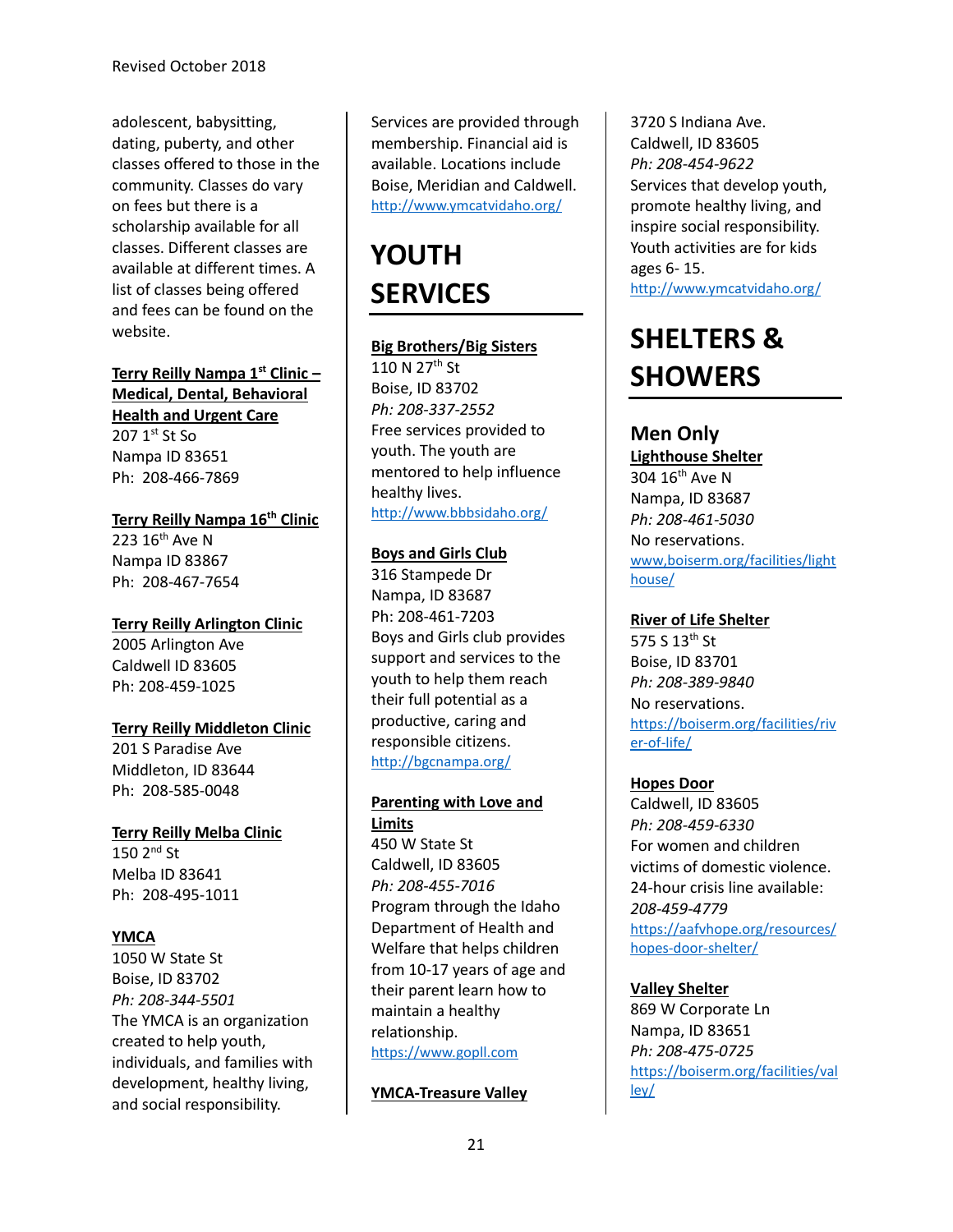adolescent, babysitting, dating, puberty, and other classes offered to those in the community. Classes do vary on fees but there is a scholarship available for all classes. Different classes are available at different times. A list of classes being offered and fees can be found on the website.

**Terry Reilly Nampa 1st Clinic – Medical, Dental, Behavioral Health and Urgent Care**
207 1st St So
Nampa ID 83651
Ph: 208-466-7869

**Terry Reilly Nampa 16th Clinic**
223 16th Ave N
Nampa ID 83867
Ph: 208-467-7654

**Terry Reilly Arlington Clinic**
2005 Arlington Ave
Caldwell ID 83605
Ph: 208-459-1025

**Terry Reilly Middleton Clinic**
201 S Paradise Ave
Middleton, ID 83644
Ph: 208-585-0048

**Terry Reilly Melba Clinic**
150 2nd St
Melba ID 83641
Ph: 208-495-1011

**YMCA**
1050 W State St
Boise, ID 83702
*Ph: 208-344-5501*
The YMCA is an organization created to help youth, individuals, and families with development, healthy living, and social responsibility. Services are provided through membership. Financial aid is available. Locations include Boise, Meridian and Caldwell.
http://www.ymcatvidaho.org/

# YOUTH SERVICES

**Big Brothers/Big Sisters**
110 N 27th St
Boise, ID 83702
*Ph: 208-337-2552*
Free services provided to youth. The youth are mentored to help influence healthy lives.
http://www.bbbsidaho.org/

**Boys and Girls Club**
316 Stampede Dr
Nampa, ID 83687
Ph: 208-461-7203
Boys and Girls club provides support and services to the youth to help them reach their full potential as a productive, caring and responsible citizens.
http://bgcnampa.org/

**Parenting with Love and Limits**
450 W State St
Caldwell, ID 83605
*Ph: 208-455-7016*
Program through the Idaho Department of Health and Welfare that helps children from 10-17 years of age and their parent learn how to maintain a healthy relationship.
https://www.gopll.com

**YMCA-Treasure Valley**
3720 S Indiana Ave.
Caldwell, ID 83605
*Ph: 208-454-9622*
Services that develop youth, promote healthy living, and inspire social responsibility. Youth activities are for kids ages 6- 15.
http://www.ymcatvidaho.org/

# SHELTERS & SHOWERS

## Men Only

**Lighthouse Shelter**
304 16th Ave N
Nampa, ID 83687
*Ph: 208-461-5030*
No reservations.
www,boiserm.org/facilities/lighthouse/

**River of Life Shelter**
575 S 13th St
Boise, ID 83701
*Ph: 208-389-9840*
No reservations.
https://boiserm.org/facilities/river-of-life/

**Hopes Door**
Caldwell, ID 83605
*Ph: 208-459-6330*
For women and children victims of domestic violence. 24-hour crisis line available:
*208-459-4779*
https://aafvhope.org/resources/hopes-door-shelter/

**Valley Shelter**
869 W Corporate Ln
Nampa, ID 83651
*Ph: 208-475-0725*
https://boiserm.org/facilities/valley/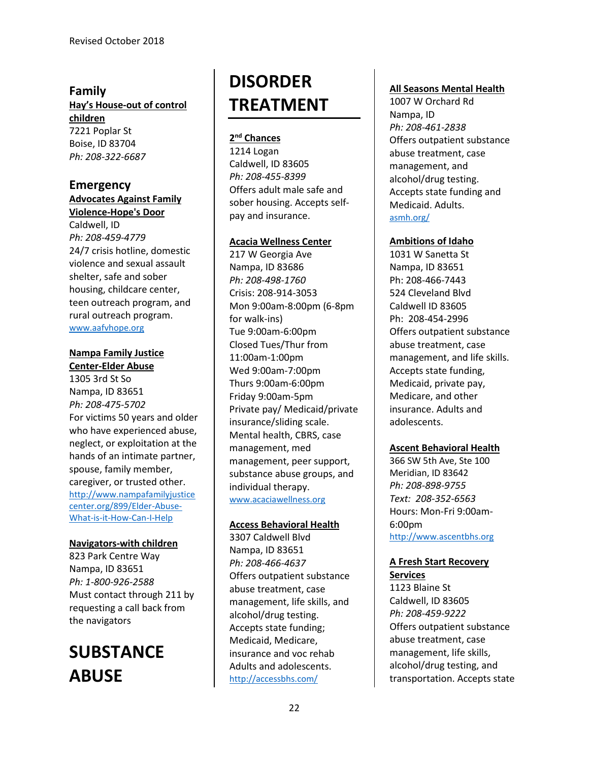## Family

**Hay's House-out of control children**
7221 Poplar St
Boise, ID 83704
*Ph: 208-322-6687*

## Emergency

**Advocates Against Family Violence-Hope's Door**
Caldwell, ID
*Ph: 208-459-4779*
24/7 crisis hotline, domestic violence and sexual assault shelter, safe and sober housing, childcare center, teen outreach program, and rural outreach program.
www.aafvhope.org

**Nampa Family Justice Center-Elder Abuse**
1305 3rd St So
Nampa, ID 83651
*Ph: 208-475-5702*
For victims 50 years and older who have experienced abuse, neglect, or exploitation at the hands of an intimate partner, spouse, family member, caregiver, or trusted other.
http://www.nampafamilyjustice center.org/899/Elder-Abuse-What-is-it-How-Can-I-Help

**Navigators-with children**
823 Park Centre Way
Nampa, ID 83651
*Ph: 1-800-926-2588*
Must contact through 211 by requesting a call back from the navigators

# SUBSTANCE ABUSE DISORDER TREATMENT

**2nd Chances**
1214 Logan
Caldwell, ID 83605
*Ph: 208-455-8399*
Offers adult male safe and sober housing. Accepts self-pay and insurance.

**Acacia Wellness Center**
217 W Georgia Ave
Nampa, ID 83686
*Ph: 208-498-1760*
Crisis: 208-914-3053
Mon 9:00am-8:00pm (6-8pm for walk-ins)
Tue 9:00am-6:00pm
Closed Tues/Thur from 11:00am-1:00pm
Wed 9:00am-7:00pm
Thurs 9:00am-6:00pm
Friday 9:00am-5pm
Private pay/ Medicaid/private insurance/sliding scale.
Mental health, CBRS, case management, med management, peer support, substance abuse groups, and individual therapy.
www.acaciawellness.org

**Access Behavioral Health**
3307 Caldwell Blvd
Nampa, ID 83651
*Ph: 208-466-4637*
Offers outpatient substance abuse treatment, case management, life skills, and alcohol/drug testing. Accepts state funding; Medicaid, Medicare, insurance and voc rehab Adults and adolescents.
http://accessbhs.com/

**All Seasons Mental Health**
1007 W Orchard Rd
Nampa, ID
*Ph: 208-461-2838*
Offers outpatient substance abuse treatment, case management, and alcohol/drug testing. Accepts state funding and Medicaid. Adults.
asmh.org/

**Ambitions of Idaho**
1031 W Sanetta St
Nampa, ID 83651
Ph: 208-466-7443
524 Cleveland Blvd
Caldwell ID 83605
Ph: 208-454-2996
Offers outpatient substance abuse treatment, case management, and life skills. Accepts state funding, Medicaid, private pay, Medicare, and other insurance. Adults and adolescents.

**Ascent Behavioral Health**
366 SW 5th Ave, Ste 100
Meridian, ID 83642
*Ph: 208-898-9755*
*Text: 208-352-6563*
Hours: Mon-Fri 9:00am-6:00pm
http://www.ascentbhs.org

**A Fresh Start Recovery Services**
1123 Blaine St
Caldwell, ID 83605
*Ph: 208-459-9222*
Offers outpatient substance abuse treatment, case management, life skills, alcohol/drug testing, and transportation. Accepts state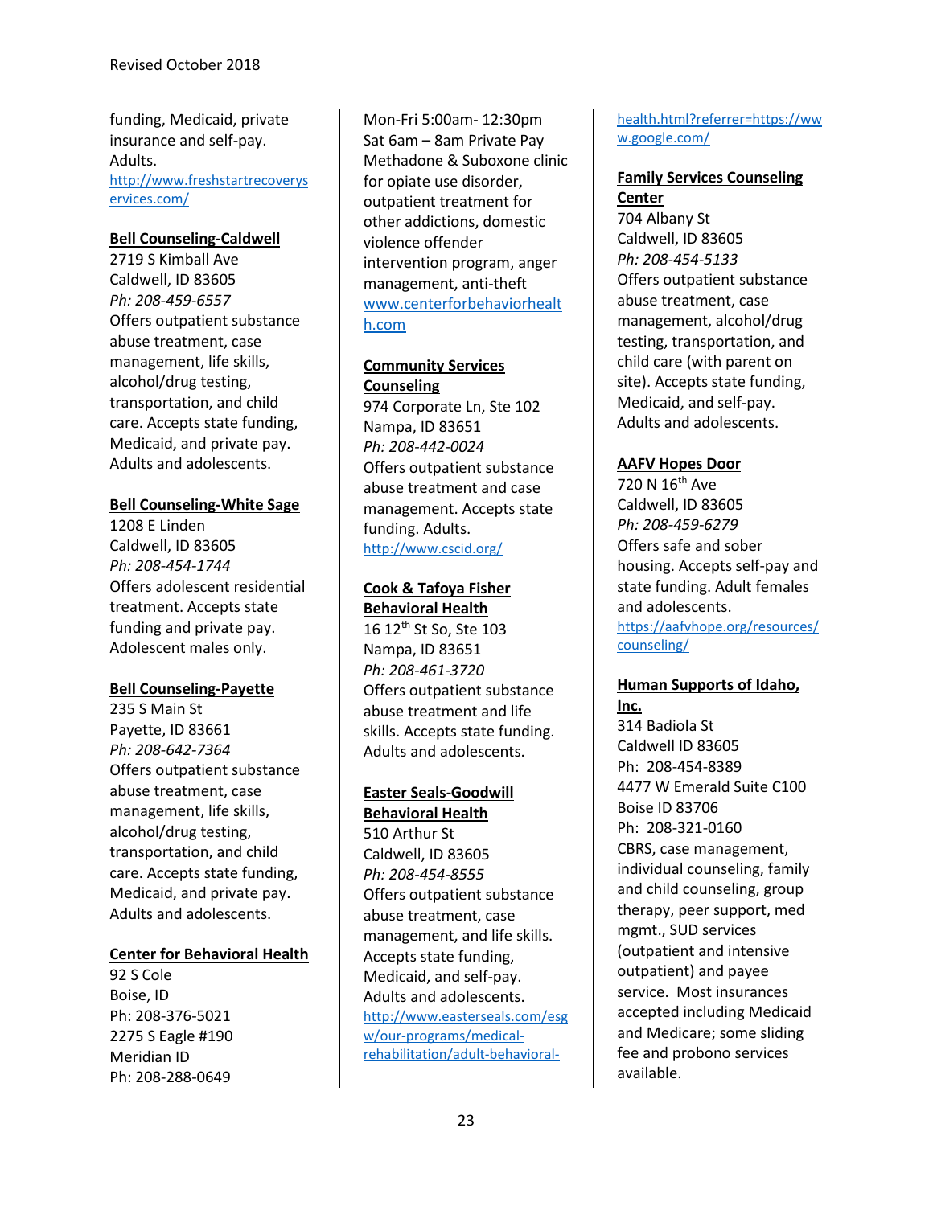funding, Medicaid, private insurance and self-pay. Adults.
http://www.freshstartrecoveryservices.com/

**Bell Counseling-Caldwell**
2719 S Kimball Ave
Caldwell, ID 83605
*Ph: 208-459-6557*
Offers outpatient substance abuse treatment, case management, life skills, alcohol/drug testing, transportation, and child care. Accepts state funding, Medicaid, and private pay. Adults and adolescents.

**Bell Counseling-White Sage**
1208 E Linden
Caldwell, ID 83605
*Ph: 208-454-1744*
Offers adolescent residential treatment. Accepts state funding and private pay. Adolescent males only.

**Bell Counseling-Payette**
235 S Main St
Payette, ID 83661
*Ph: 208-642-7364*
Offers outpatient substance abuse treatment, case management, life skills, alcohol/drug testing, transportation, and child care. Accepts state funding, Medicaid, and private pay. Adults and adolescents.

**Center for Behavioral Health**
92 S Cole
Boise, ID
Ph: 208-376-5021
2275 S Eagle #190
Meridian ID
Ph: 208-288-0649
Mon-Fri 5:00am- 12:30pm
Sat 6am – 8am Private Pay
Methadone & Suboxone clinic for opiate use disorder, outpatient treatment for other addictions, domestic violence offender intervention program, anger management, anti-theft
www.centerforbehavioralhealth.com

**Community Services Counseling**
974 Corporate Ln, Ste 102
Nampa, ID 83651
*Ph: 208-442-0024*
Offers outpatient substance abuse treatment and case management. Accepts state funding. Adults.
http://www.cscid.org/

**Cook & Tafoya Fisher Behavioral Health**
16 12th St So, Ste 103
Nampa, ID 83651
*Ph: 208-461-3720*
Offers outpatient substance abuse treatment and life skills. Accepts state funding. Adults and adolescents.

**Easter Seals-Goodwill Behavioral Health**
510 Arthur St
Caldwell, ID 83605
*Ph: 208-454-8555*
Offers outpatient substance abuse treatment, case management, and life skills. Accepts state funding, Medicaid, and self-pay. Adults and adolescents.
http://www.easterseals.com/esgw/our-programs/medical-rehabilitation/adult-behavioral-health.html?referrer=https://www.google.com/

**Family Services Counseling Center**
704 Albany St
Caldwell, ID 83605
*Ph: 208-454-5133*
Offers outpatient substance abuse treatment, case management, alcohol/drug testing, transportation, and child care (with parent on site). Accepts state funding, Medicaid, and self-pay. Adults and adolescents.

**AAFV Hopes Door**
720 N 16th Ave
Caldwell, ID 83605
*Ph: 208-459-6279*
Offers safe and sober housing. Accepts self-pay and state funding. Adult females and adolescents.
https://aafvhope.org/resources/counseling/

**Human Supports of Idaho, Inc.**
314 Badiola St
Caldwell ID 83605
Ph: 208-454-8389
4477 W Emerald Suite C100
Boise ID 83706
Ph: 208-321-0160
CBRS, case management, individual counseling, family and child counseling, group therapy, peer support, med mgmt., SUD services (outpatient and intensive outpatient) and payee service. Most insurances accepted including Medicaid and Medicare; some sliding fee and probono services available.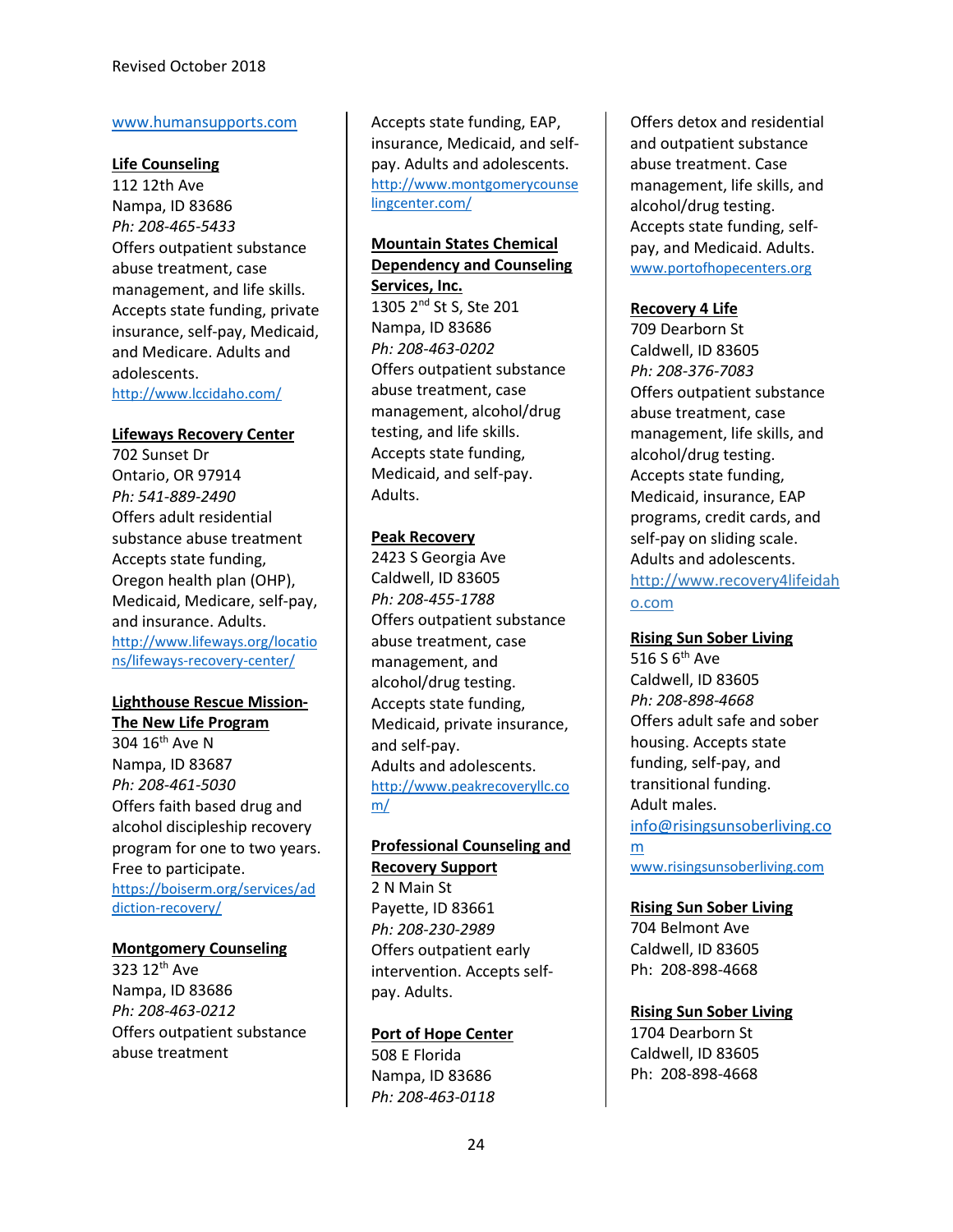www.humansupports.com

**Life Counseling**
112 12th Ave
Nampa, ID 83686
*Ph: 208-465-5433*
Offers outpatient substance abuse treatment, case management, and life skills. Accepts state funding, private insurance, self-pay, Medicaid, and Medicare. Adults and adolescents.
http://www.lccidaho.com/

**Lifeways Recovery Center**
702 Sunset Dr
Ontario, OR 97914
*Ph: 541-889-2490*
Offers adult residential substance abuse treatment Accepts state funding, Oregon health plan (OHP), Medicaid, Medicare, self-pay, and insurance. Adults.
http://www.lifeways.org/locations/lifeways-recovery-center/

**Lighthouse Rescue Mission-The New Life Program**
304 16th Ave N
Nampa, ID 83687
*Ph: 208-461-5030*
Offers faith based drug and alcohol discipleship recovery program for one to two years. Free to participate.
https://boiserm.org/services/addiction-recovery/

**Montgomery Counseling**
323 12th Ave
Nampa, ID 83686
*Ph: 208-463-0212*
Offers outpatient substance abuse treatment Accepts state funding, EAP, insurance, Medicaid, and self-pay. Adults and adolescents.
http://www.montgomerycounselingcenter.com/

**Mountain States Chemical Dependency and Counseling Services, Inc.**
1305 2nd St S, Ste 201
Nampa, ID 83686
*Ph: 208-463-0202*
Offers outpatient substance abuse treatment, case management, alcohol/drug testing, and life skills. Accepts state funding, Medicaid, and self-pay. Adults.

**Peak Recovery**
2423 S Georgia Ave
Caldwell, ID 83605
*Ph: 208-455-1788*
Offers outpatient substance abuse treatment, case management, and alcohol/drug testing. Accepts state funding, Medicaid, private insurance, and self-pay. Adults and adolescents.
http://www.peakrecoveryllc.com/

**Professional Counseling and Recovery Support**
2 N Main St
Payette, ID 83661
*Ph: 208-230-2989*
Offers outpatient early intervention. Accepts self-pay. Adults.

**Port of Hope Center**
508 E Florida
Nampa, ID 83686
*Ph: 208-463-0118*
Offers detox and residential and outpatient substance abuse treatment. Case management, life skills, and alcohol/drug testing. Accepts state funding, self-pay, and Medicaid. Adults.
www.portofhopecenters.org

**Recovery 4 Life**
709 Dearborn St
Caldwell, ID 83605
*Ph: 208-376-7083*
Offers outpatient substance abuse treatment, case management, life skills, and alcohol/drug testing. Accepts state funding, Medicaid, insurance, EAP programs, credit cards, and self-pay on sliding scale. Adults and adolescents.
http://www.recovery4lifeidaho.com

**Rising Sun Sober Living**
516 S 6th Ave
Caldwell, ID 83605
*Ph: 208-898-4668*
Offers adult safe and sober housing. Accepts state funding, self-pay, and transitional funding. Adult males.
info@risingsunsoberliving.com
www.risingsunsoberliving.com

**Rising Sun Sober Living**
704 Belmont Ave
Caldwell, ID 83605
Ph: 208-898-4668

**Rising Sun Sober Living**
1704 Dearborn St
Caldwell, ID 83605
Ph: 208-898-4668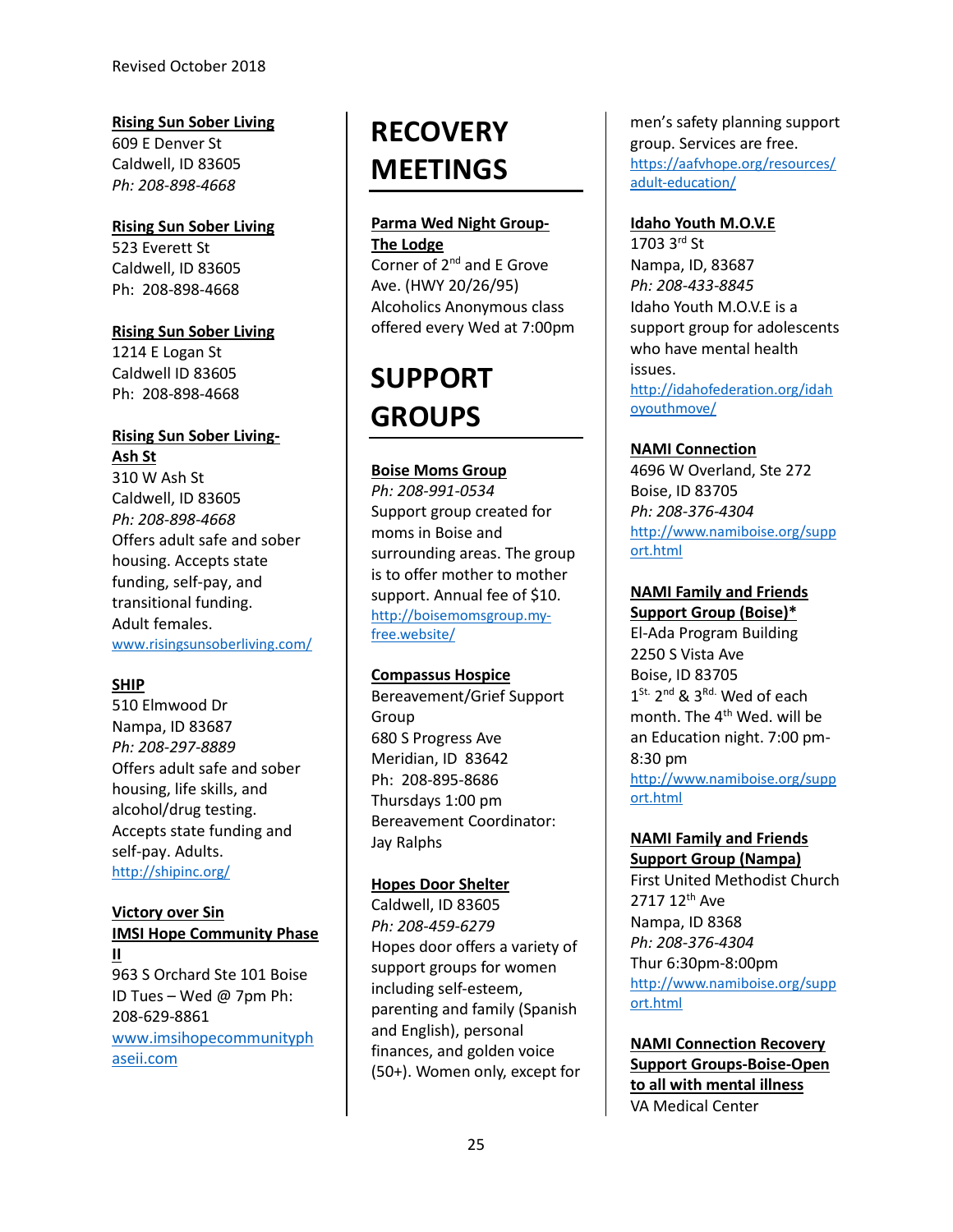Revised October 2018

**Rising Sun Sober Living**
609 E Denver St
Caldwell, ID 83605
*Ph: 208-898-4668*

**Rising Sun Sober Living**
523 Everett St
Caldwell, ID 83605
Ph: 208-898-4668

**Rising Sun Sober Living**
1214 E Logan St
Caldwell ID 83605
Ph: 208-898-4668

**Rising Sun Sober Living-Ash St**
310 W Ash St
Caldwell, ID 83605
*Ph: 208-898-4668*
Offers adult safe and sober housing. Accepts state funding, self-pay, and transitional funding. Adult females.
www.risingsunsoberliving.com/

**SHIP**
510 Elmwood Dr
Nampa, ID 83687
*Ph: 208-297-8889*
Offers adult safe and sober housing, life skills, and alcohol/drug testing. Accepts state funding and self-pay. Adults.
http://shipinc.org/

**Victory over Sin**
**IMSI Hope Community Phase II**
963 S Orchard Ste 101 Boise ID Tues – Wed @ 7pm Ph: 208-629-8861
www.imsihopecommunityphaseii.com

# RECOVERY MEETINGS

**Parma Wed Night Group-The Lodge**
Corner of 2nd and E Grove Ave. (HWY 20/26/95)
Alcoholics Anonymous class offered every Wed at 7:00pm

# SUPPORT GROUPS

**Boise Moms Group**
*Ph: 208-991-0534*
Support group created for moms in Boise and surrounding areas. The group is to offer mother to mother support. Annual fee of $10.
http://boisemomsgroup.my-free.website/

**Compassus Hospice**
Bereavement/Grief Support Group
680 S Progress Ave
Meridian, ID 83642
Ph: 208-895-8686
Thursdays 1:00 pm
Bereavement Coordinator: Jay Ralphs

**Hopes Door Shelter**
Caldwell, ID 83605
*Ph: 208-459-6279*
Hopes door offers a variety of support groups for women including self-esteem, parenting and family (Spanish and English), personal finances, and golden voice (50+). Women only, except for men's safety planning support group. Services are free.
https://aafvhope.org/resources/adult-education/

**Idaho Youth M.O.V.E**
1703 3rd St
Nampa, ID, 83687
*Ph: 208-433-8845*
Idaho Youth M.O.V.E is a support group for adolescents who have mental health issues.
http://idahofederation.org/idahoyouthmove/

**NAMI Connection**
4696 W Overland, Ste 272
Boise, ID 83705
*Ph: 208-376-4304*
http://www.namiboise.org/support.html

**NAMI Family and Friends Support Group (Boise)***
El-Ada Program Building
2250 S Vista Ave
Boise, ID 83705
1st, 2nd & 3rd Wed of each month. The 4th Wed. will be an Education night. 7:00 pm-8:30 pm
http://www.namiboise.org/support.html

**NAMI Family and Friends Support Group (Nampa)**
First United Methodist Church
2717 12th Ave
Nampa, ID 8368
*Ph: 208-376-4304*
Thur 6:30pm-8:00pm
http://www.namiboise.org/support.html

**NAMI Connection Recovery Support Groups-Boise-Open to all with mental illness**
VA Medical Center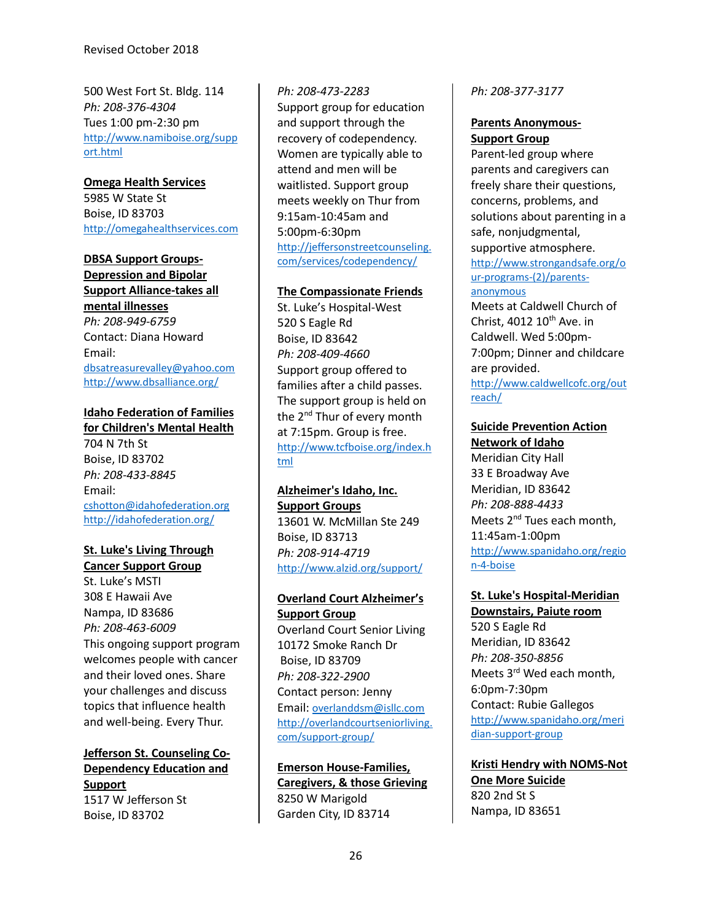500 West Fort St. Bldg. 114
*Ph: 208-376-4304*
Tues 1:00 pm-2:30 pm
http://www.namiboise.org/support.html

**Omega Health Services**
5985 W State St
Boise, ID 83703
http://omegahealthservices.com

**DBSA Support Groups-Depression and Bipolar Support Alliance-takes all mental illnesses**
*Ph: 208-949-6759*
Contact: Diana Howard
Email:
dbsatreasurevalley@yahoo.com
http://www.dbsalliance.org/

**Idaho Federation of Families for Children's Mental Health**
704 N 7th St
Boise, ID 83702
*Ph: 208-433-8845*
Email:
cshotton@idahofederation.org
http://idahofederation.org/

**St. Luke's Living Through Cancer Support Group**
St. Luke's MSTI
308 E Hawaii Ave
Nampa, ID 83686
*Ph: 208-463-6009*
This ongoing support program welcomes people with cancer and their loved ones. Share your challenges and discuss topics that influence health and well-being. Every Thur.

**Jefferson St. Counseling Co-Dependency Education and Support**
1517 W Jefferson St
Boise, ID 83702
*Ph: 208-473-2283*
Support group for education and support through the recovery of codependency. Women are typically able to attend and men will be waitlisted. Support group meets weekly on Thur from 9:15am-10:45am and 5:00pm-6:30pm
http://jeffersonstreetcounseling.com/services/codependency/

**The Compassionate Friends**
St. Luke's Hospital-West
520 S Eagle Rd
Boise, ID 83642
*Ph: 208-409-4660*
Support group offered to families after a child passes. The support group is held on the 2nd Thur of every month at 7:15pm. Group is free.
http://www.tcfboise.org/index.html

**Alzheimer's Idaho, Inc. Support Groups**
13601 W. McMillan Ste 249
Boise, ID 83713
*Ph: 208-914-4719*
http://www.alzid.org/support/

**Overland Court Alzheimer's Support Group**
Overland Court Senior Living
10172 Smoke Ranch Dr
Boise, ID 83709
*Ph: 208-322-2900*
Contact person: Jenny
Email: overlanddsm@isllc.com
http://overlandcourtseniorliving.com/support-group/

**Emerson House-Families, Caregivers, & those Grieving**
8250 W Marigold
Garden City, ID 83714
*Ph: 208-377-3177*

**Parents Anonymous-Support Group**
Parent-led group where parents and caregivers can freely share their questions, concerns, problems, and solutions about parenting in a safe, nonjudgmental, supportive atmosphere.
http://www.strongandsafe.org/our-programs-(2)/parents-anonymous
Meets at Caldwell Church of Christ, 4012 10th Ave. in Caldwell. Wed 5:00pm-7:00pm; Dinner and childcare are provided.
http://www.caldwellcofc.org/outreach/

**Suicide Prevention Action Network of Idaho**
Meridian City Hall
33 E Broadway Ave
Meridian, ID 83642
*Ph: 208-888-4433*
Meets 2nd Tues each month, 11:45am-1:00pm
http://www.spanidaho.org/region-4-boise

**St. Luke's Hospital-Meridian Downstairs, Paiute room**
520 S Eagle Rd
Meridian, ID 83642
*Ph: 208-350-8856*
Meets 3rd Wed each month, 6:0pm-7:30pm
Contact: Rubie Gallegos
http://www.spanidaho.org/meridian-support-group

**Kristi Hendry with NOMS-Not One More Suicide**
820 2nd St S
Nampa, ID 83651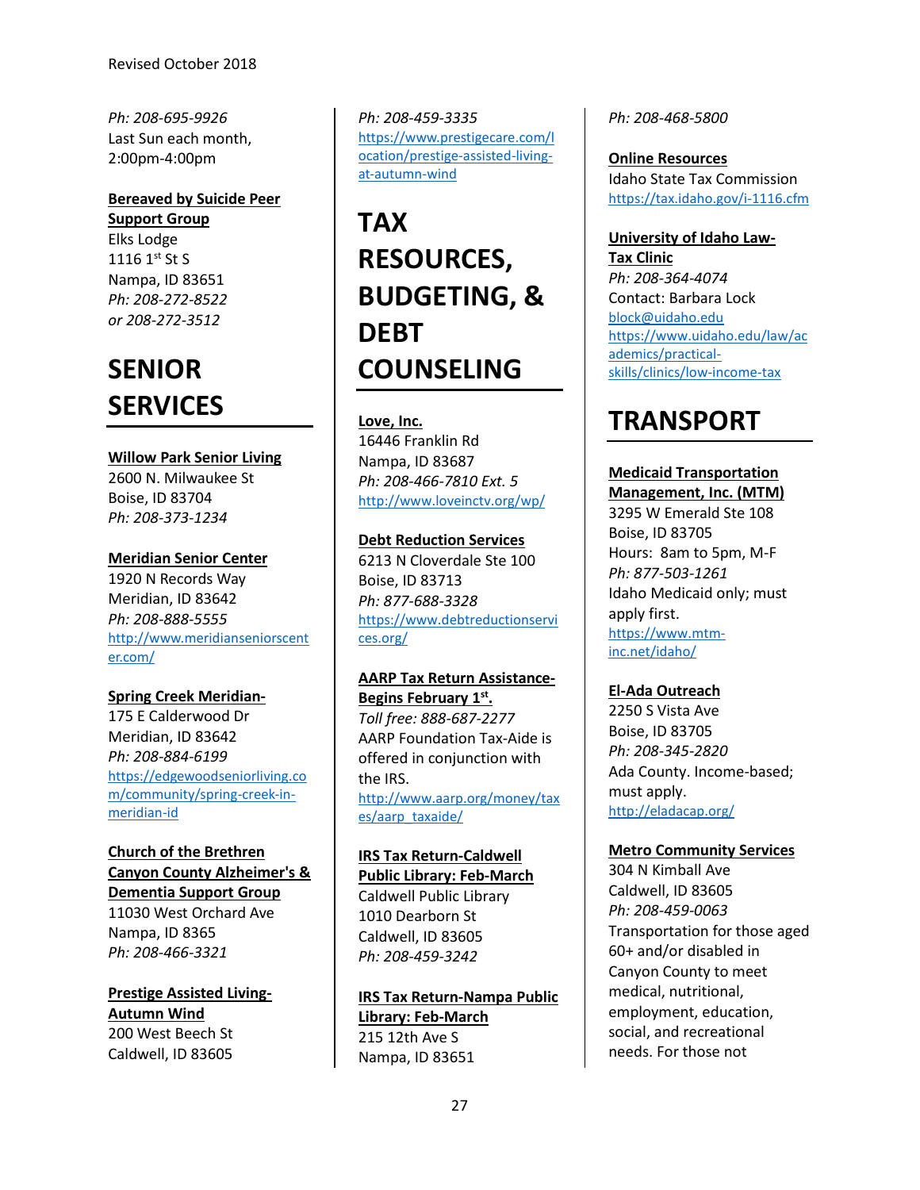*Ph: 208-695-9926*
Last Sun each month, 2:00pm-4:00pm

**Bereaved by Suicide Peer Support Group**
Elks Lodge
1116 1st St S
Nampa, ID 83651
*Ph: 208-272-8522*
*or 208-272-3512*

# SENIOR SERVICES

**Willow Park Senior Living**
2600 N. Milwaukee St
Boise, ID 83704
*Ph: 208-373-1234*

**Meridian Senior Center**
1920 N Records Way
Meridian, ID 83642
*Ph: 208-888-5555*
http://www.meridianseniorcenter.com/

**Spring Creek Meridian-**
175 E Calderwood Dr
Meridian, ID 83642
*Ph: 208-884-6199*
https://edgewoodseniorliving.com/community/spring-creek-in-meridian-id

**Church of the Brethren Canyon County Alzheimer's & Dementia Support Group**
11030 West Orchard Ave
Nampa, ID 8365
*Ph: 208-466-3321*

**Prestige Assisted Living-Autumn Wind**
200 West Beech St
Caldwell, ID 83605
*Ph: 208-459-3335*
https://www.prestigecare.com/location/prestige-assisted-living-at-autumn-wind

# TAX RESOURCES, BUDGETING, & DEBT COUNSELING

**Love, Inc.**
16446 Franklin Rd
Nampa, ID 83687
*Ph: 208-466-7810 Ext. 5*
http://www.loveinctv.org/wp/

**Debt Reduction Services**
6213 N Cloverdale Ste 100
Boise, ID 83713
*Ph: 877-688-3328*
https://www.debtreductionservices.org/

**AARP Tax Return Assistance-Begins February 1st.**
*Toll free: 888-687-2277*
AARP Foundation Tax-Aide is offered in conjunction with the IRS.
http://www.aarp.org/money/taxes/aarp_taxaide/

**IRS Tax Return-Caldwell Public Library: Feb-March**
Caldwell Public Library
1010 Dearborn St
Caldwell, ID 83605
*Ph: 208-459-3242*

**IRS Tax Return-Nampa Public Library: Feb-March**
215 12th Ave S
Nampa, ID 83651
*Ph: 208-468-5800*

**Online Resources**
Idaho State Tax Commission
https://tax.idaho.gov/i-1116.cfm

**University of Idaho Law-Tax Clinic**
*Ph: 208-364-4074*
Contact: Barbara Lock
block@uidaho.edu
https://www.uidaho.edu/law/academics/practical-skills/clinics/low-income-tax

# TRANSPORT

**Medicaid Transportation Management, Inc. (MTM)**
3295 W Emerald Ste 108
Boise, ID 83705
Hours: 8am to 5pm, M-F
*Ph: 877-503-1261*
Idaho Medicaid only; must apply first.
https://www.mtm-inc.net/idaho/

**El-Ada Outreach**
2250 S Vista Ave
Boise, ID 83705
*Ph: 208-345-2820*
Ada County. Income-based; must apply.
http://eladacap.org/

**Metro Community Services**
304 N Kimball Ave
Caldwell, ID 83605
*Ph: 208-459-0063*
Transportation for those aged 60+ and/or disabled in Canyon County to meet medical, nutritional, employment, education, social, and recreational needs. For those not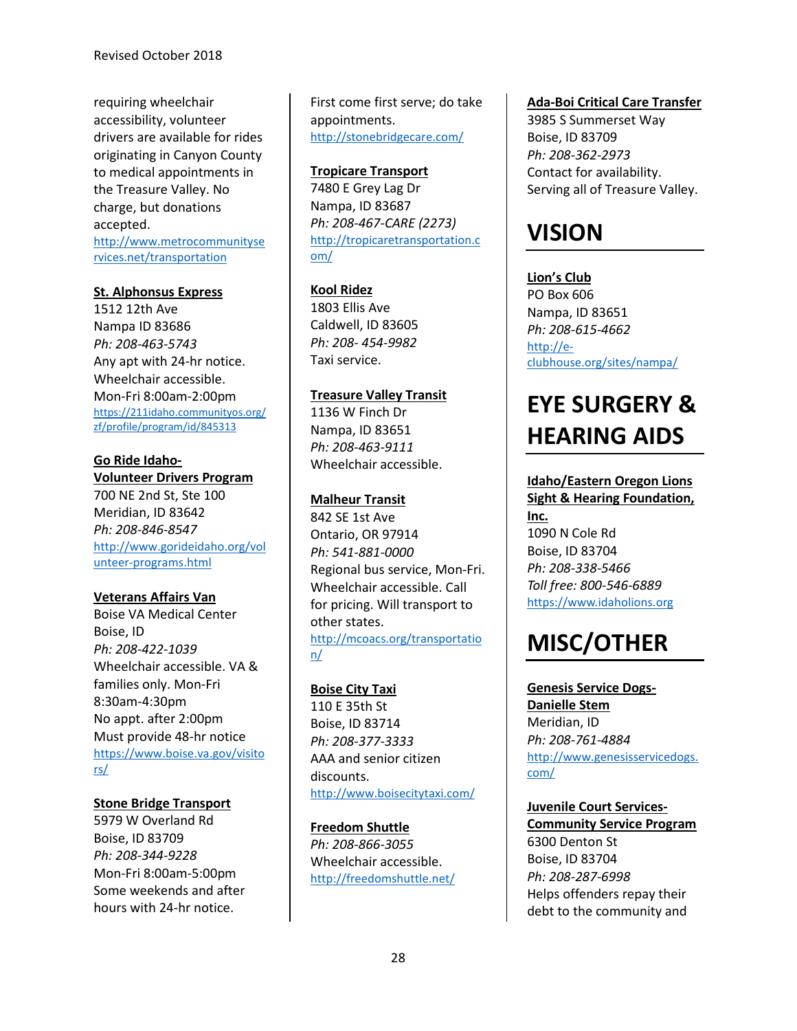requiring wheelchair accessibility, volunteer drivers are available for rides originating in Canyon County to medical appointments in the Treasure Valley. No charge, but donations accepted.
http://www.metrocommunityservices.net/transportation

**St. Alphonsus Express**
1512 12th Ave
Nampa ID 83686
*Ph: 208-463-5743*
Any apt with 24-hr notice.
Wheelchair accessible.
Mon-Fri 8:00am-2:00pm
https://211idaho.communityos.org/zf/profile/program/id/845313

**Go Ride Idaho-Volunteer Drivers Program**
700 NE 2nd St, Ste 100
Meridian, ID 83642
*Ph: 208-846-8547*
http://www.gorideidaho.org/volunteer-programs.html

**Veterans Affairs Van**
Boise VA Medical Center
Boise, ID
*Ph: 208-422-1039*
Wheelchair accessible. VA & families only. Mon-Fri 8:30am-4:30pm
No appt. after 2:00pm
Must provide 48-hr notice
https://www.boise.va.gov/visitors/

**Stone Bridge Transport**
5979 W Overland Rd
Boise, ID 83709
*Ph: 208-344-9228*
Mon-Fri 8:00am-5:00pm
Some weekends and after hours with 24-hr notice.
First come first serve; do take appointments.
http://stonebridgecare.com/

**Tropicare Transport**
7480 E Grey Lag Dr
Nampa, ID 83687
*Ph: 208-467-CARE (2273)*
http://tropicaretransportation.com/

**Kool Ridez**
1803 Ellis Ave
Caldwell, ID 83605
*Ph: 208- 454-9982*
Taxi service.

**Treasure Valley Transit**
1136 W Finch Dr
Nampa, ID 83651
*Ph: 208-463-9111*
Wheelchair accessible.

**Malheur Transit**
842 SE 1st Ave
Ontario, OR 97914
*Ph: 541-881-0000*
Regional bus service, Mon-Fri.
Wheelchair accessible. Call for pricing. Will transport to other states.
http://mcoacs.org/transportation/

**Boise City Taxi**
110 E 35th St
Boise, ID 83714
*Ph: 208-377-3333*
AAA and senior citizen discounts.
http://www.boisecitytaxi.com/

**Freedom Shuttle**
*Ph: 208-866-3055*
Wheelchair accessible.
http://freedomshuttle.net/

**Ada-Boi Critical Care Transfer**
3985 S Summerset Way
Boise, ID 83709
*Ph: 208-362-2973*
Contact for availability.
Serving all of Treasure Valley.

# VISION

**Lion's Club**
PO Box 606
Nampa, ID 83651
*Ph: 208-615-4662*
http://e-clubhouse.org/sites/nampa/

# EYE SURGERY & HEARING AIDS

**Idaho/Eastern Oregon Lions Sight & Hearing Foundation, Inc.**
1090 N Cole Rd
Boise, ID 83704
*Ph: 208-338-5466*
*Toll free: 800-546-6889*
https://www.idaholions.org

# MISC/OTHER

**Genesis Service Dogs-Danielle Stem**
Meridian, ID
*Ph: 208-761-4884*
http://www.genesisservicedogs.com/

**Juvenile Court Services-Community Service Program**
6300 Denton St
Boise, ID 83704
*Ph: 208-287-6998*
Helps offenders repay their debt to the community and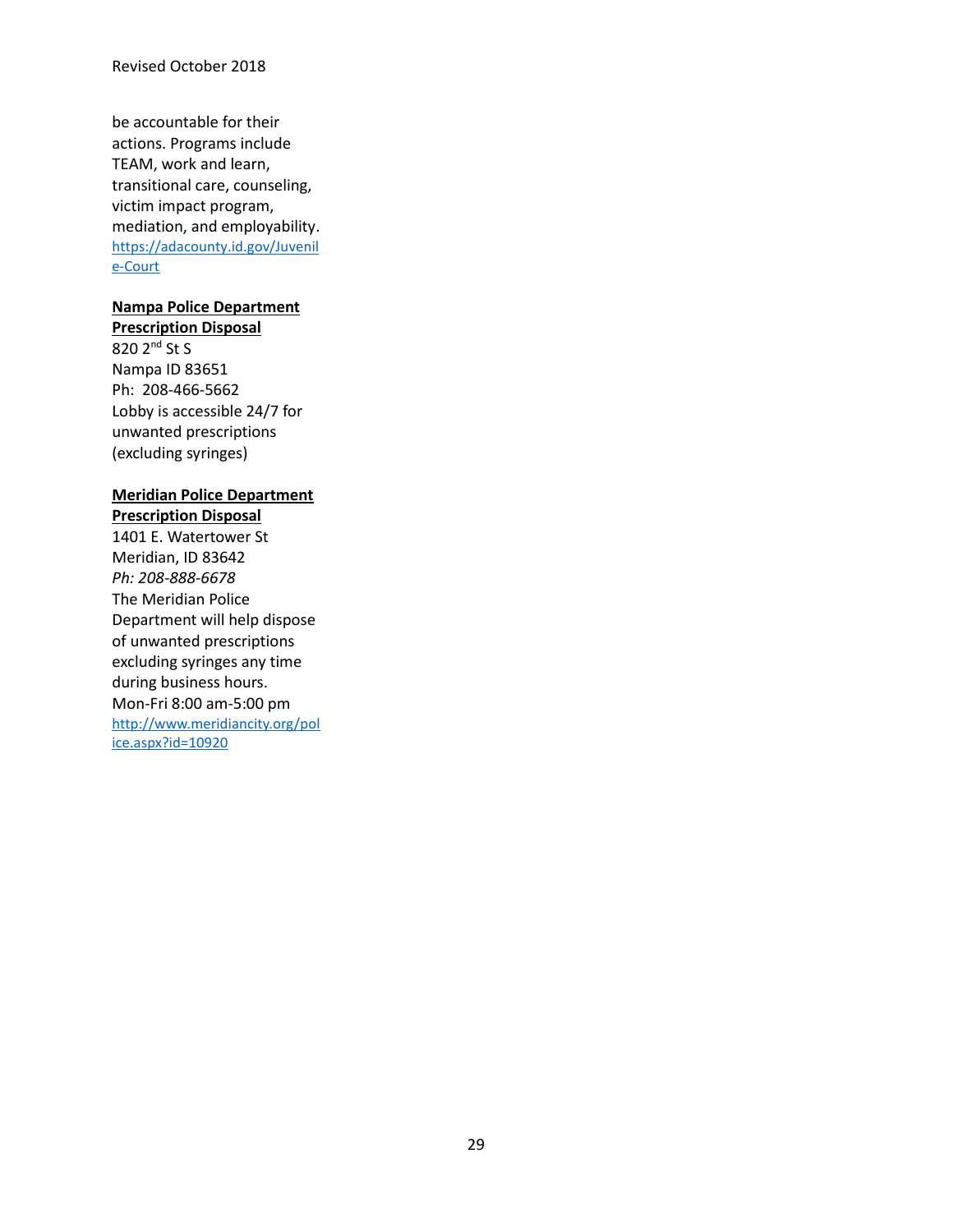be accountable for their actions. Programs include TEAM, work and learn, transitional care, counseling, victim impact program, mediation, and employability.
https://adacounty.id.gov/Juvenile-Court

**Nampa Police Department Prescription Disposal**
820 2nd St S
Nampa ID 83651
Ph: 208-466-5662
Lobby is accessible 24/7 for unwanted prescriptions (excluding syringes)

**Meridian Police Department Prescription Disposal**
1401 E. Watertower St
Meridian, ID 83642
*Ph: 208-888-6678*
The Meridian Police Department will help dispose of unwanted prescriptions excluding syringes any time during business hours.
Mon-Fri 8:00 am-5:00 pm
http://www.meridiancity.org/police.aspx?id=10920